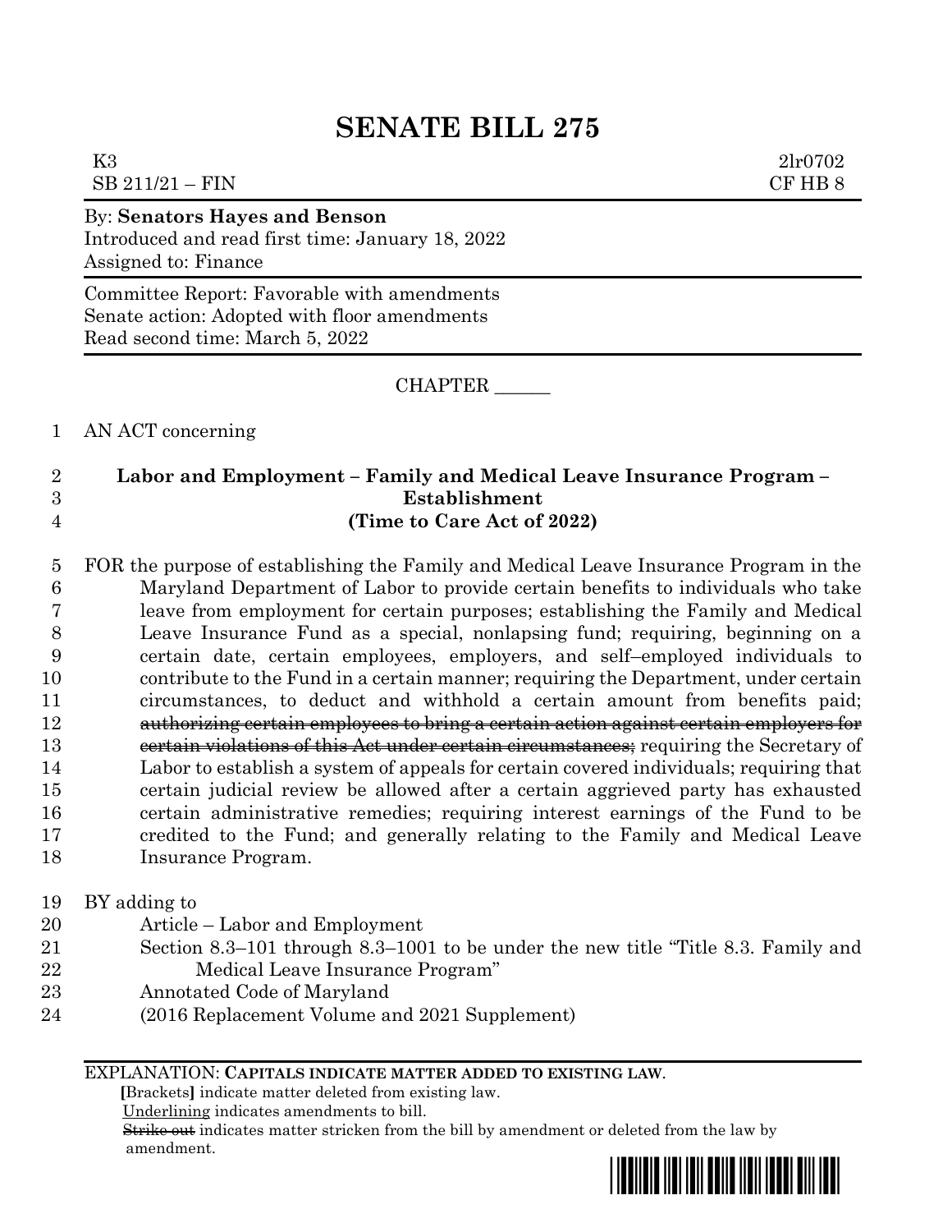# SENATE BILL 275

K3 2lr0702
SB 211/21 – FIN CF HB 8

By: **Senators Hayes and Benson**
Introduced and read first time: January 18, 2022
Assigned to: Finance

Committee Report: Favorable with amendments
Senate action: Adopted with floor amendments
Read second time: March 5, 2022

CHAPTER ______

AN ACT concerning

**Labor and Employment – Family and Medical Leave Insurance Program – Establishment**
**(Time to Care Act of 2022)**

FOR the purpose of establishing the Family and Medical Leave Insurance Program in the Maryland Department of Labor to provide certain benefits to individuals who take leave from employment for certain purposes; establishing the Family and Medical Leave Insurance Fund as a special, nonlapsing fund; requiring, beginning on a certain date, certain employees, employers, and self–employed individuals to contribute to the Fund in a certain manner; requiring the Department, under certain circumstances, to deduct and withhold a certain amount from benefits paid; ~~authorizing certain employees to bring a certain action against certain employers for certain violations of this Act under certain circumstances;~~ requiring the Secretary of Labor to establish a system of appeals for certain covered individuals; requiring that certain judicial review be allowed after a certain aggrieved party has exhausted certain administrative remedies; requiring interest earnings of the Fund to be credited to the Fund; and generally relating to the Family and Medical Leave Insurance Program.

BY adding to
Article – Labor and Employment
Section 8.3–101 through 8.3–1001 to be under the new title "Title 8.3. Family and Medical Leave Insurance Program"
Annotated Code of Maryland
(2016 Replacement Volume and 2021 Supplement)

EXPLANATION: **CAPITALS INDICATE MATTER ADDED TO EXISTING LAW.**
**[**Brackets**]** indicate matter deleted from existing law.
Underlining indicates amendments to bill.
~~Strike out~~ indicates matter stricken from the bill by amendment or deleted from the law by amendment.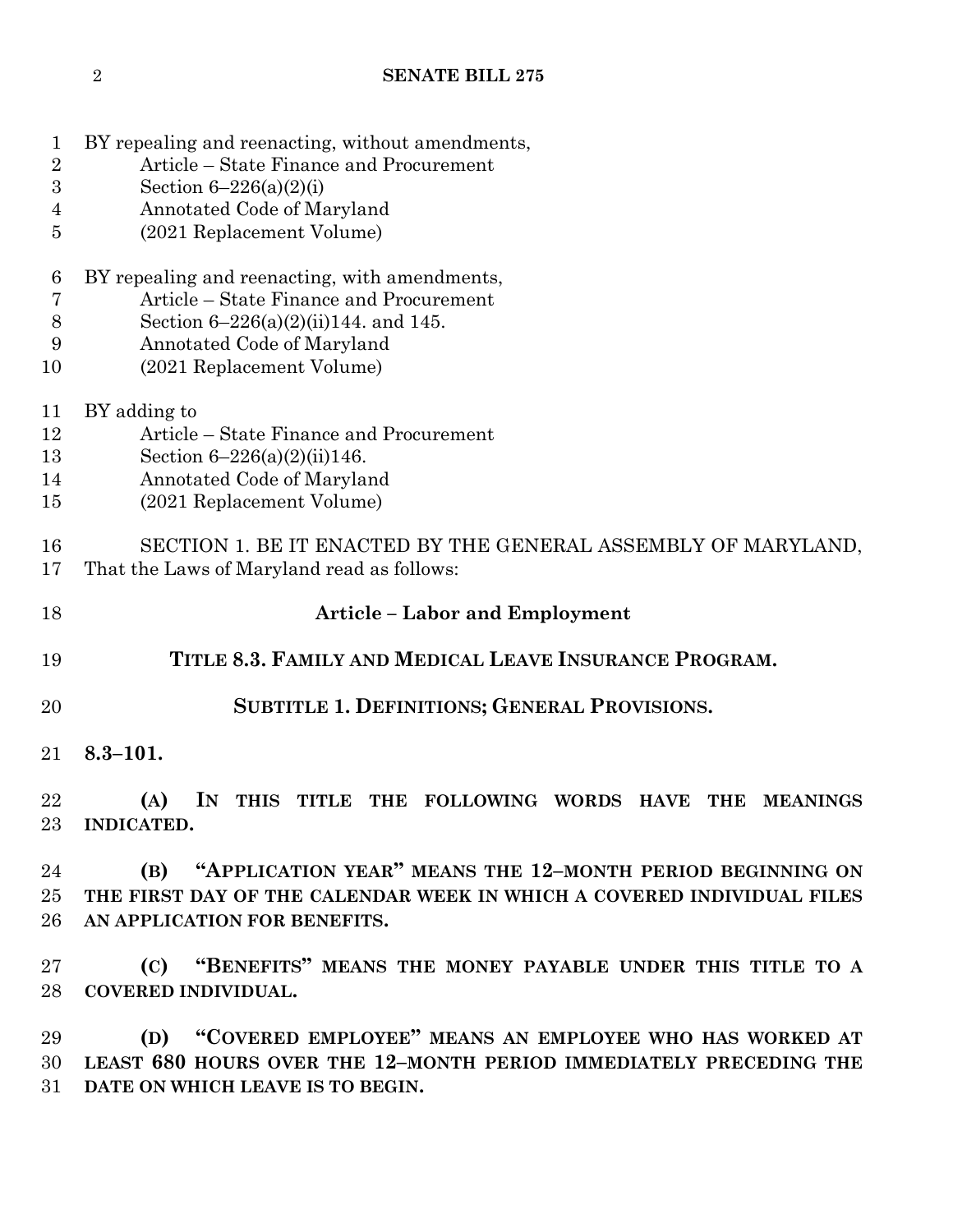BY repealing and reenacting, without amendments,
Article – State Finance and Procurement
Section 6–226(a)(2)(i)
Annotated Code of Maryland
(2021 Replacement Volume)

BY repealing and reenacting, with amendments,
Article – State Finance and Procurement
Section 6–226(a)(2)(ii)144. and 145.
Annotated Code of Maryland
(2021 Replacement Volume)

BY adding to
Article – State Finance and Procurement
Section 6–226(a)(2)(ii)146.
Annotated Code of Maryland
(2021 Replacement Volume)

SECTION 1. BE IT ENACTED BY THE GENERAL ASSEMBLY OF MARYLAND, That the Laws of Maryland read as follows:

## Article – Labor and Employment

## TITLE 8.3. FAMILY AND MEDICAL LEAVE INSURANCE PROGRAM.

## SUBTITLE 1. DEFINITIONS; GENERAL PROVISIONS.

**8.3–101.**

**(A) IN THIS TITLE THE FOLLOWING WORDS HAVE THE MEANINGS INDICATED.**

**(B) "APPLICATION YEAR" MEANS THE 12–MONTH PERIOD BEGINNING ON THE FIRST DAY OF THE CALENDAR WEEK IN WHICH A COVERED INDIVIDUAL FILES AN APPLICATION FOR BENEFITS.**

**(C) "BENEFITS" MEANS THE MONEY PAYABLE UNDER THIS TITLE TO A COVERED INDIVIDUAL.**

**(D) "COVERED EMPLOYEE" MEANS AN EMPLOYEE WHO HAS WORKED AT LEAST 680 HOURS OVER THE 12–MONTH PERIOD IMMEDIATELY PRECEDING THE DATE ON WHICH LEAVE IS TO BEGIN.**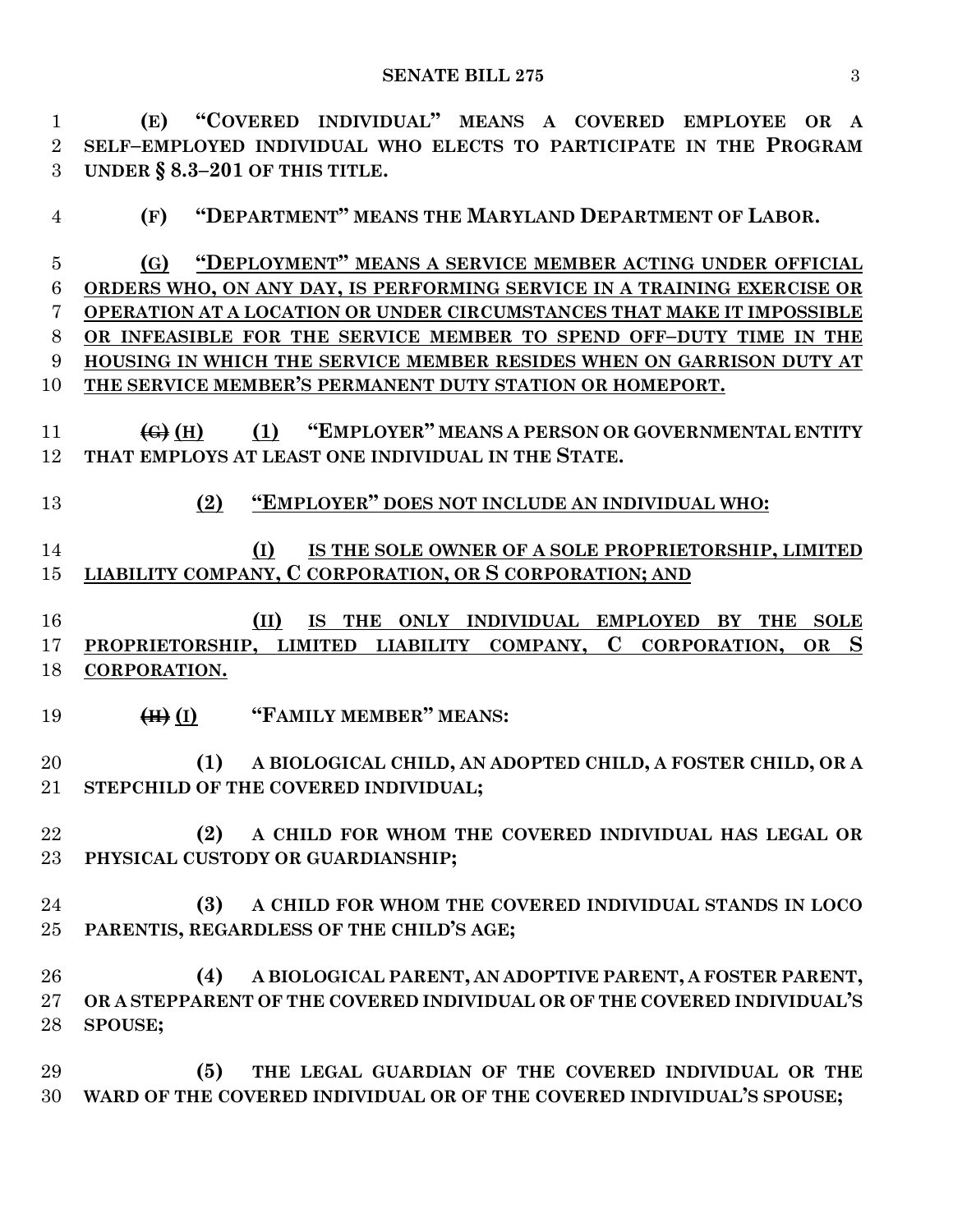**(E) "COVERED INDIVIDUAL" MEANS A COVERED EMPLOYEE OR A SELF–EMPLOYED INDIVIDUAL WHO ELECTS TO PARTICIPATE IN THE PROGRAM UNDER § 8.3–201 OF THIS TITLE.**

**(F) "DEPARTMENT" MEANS THE MARYLAND DEPARTMENT OF LABOR.**

**(G) "DEPLOYMENT" MEANS A SERVICE MEMBER ACTING UNDER OFFICIAL ORDERS WHO, ON ANY DAY, IS PERFORMING SERVICE IN A TRAINING EXERCISE OR OPERATION AT A LOCATION OR UNDER CIRCUMSTANCES THAT MAKE IT IMPOSSIBLE OR INFEASIBLE FOR THE SERVICE MEMBER TO SPEND OFF–DUTY TIME IN THE HOUSING IN WHICH THE SERVICE MEMBER RESIDES WHEN ON GARRISON DUTY AT THE SERVICE MEMBER'S PERMANENT DUTY STATION OR HOMEPORT.**

**~~(G)~~ (H) (1) "EMPLOYER" MEANS A PERSON OR GOVERNMENTAL ENTITY THAT EMPLOYS AT LEAST ONE INDIVIDUAL IN THE STATE.**

**(2) "EMPLOYER" DOES NOT INCLUDE AN INDIVIDUAL WHO:**

**(I) IS THE SOLE OWNER OF A SOLE PROPRIETORSHIP, LIMITED LIABILITY COMPANY, C CORPORATION, OR S CORPORATION; AND**

**(II) IS THE ONLY INDIVIDUAL EMPLOYED BY THE SOLE PROPRIETORSHIP, LIMITED LIABILITY COMPANY, C CORPORATION, OR S CORPORATION.**

**~~(H)~~ (I) "FAMILY MEMBER" MEANS:**

**(1) A BIOLOGICAL CHILD, AN ADOPTED CHILD, A FOSTER CHILD, OR A STEPCHILD OF THE COVERED INDIVIDUAL;**

**(2) A CHILD FOR WHOM THE COVERED INDIVIDUAL HAS LEGAL OR PHYSICAL CUSTODY OR GUARDIANSHIP;**

**(3) A CHILD FOR WHOM THE COVERED INDIVIDUAL STANDS IN LOCO PARENTIS, REGARDLESS OF THE CHILD'S AGE;**

**(4) A BIOLOGICAL PARENT, AN ADOPTIVE PARENT, A FOSTER PARENT, OR A STEPPARENT OF THE COVERED INDIVIDUAL OR OF THE COVERED INDIVIDUAL'S SPOUSE;**

**(5) THE LEGAL GUARDIAN OF THE COVERED INDIVIDUAL OR THE WARD OF THE COVERED INDIVIDUAL OR OF THE COVERED INDIVIDUAL'S SPOUSE;**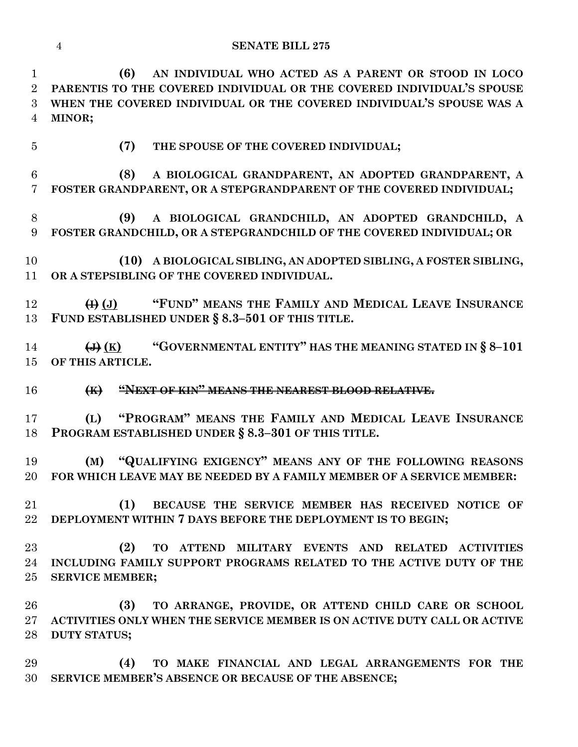**(6) AN INDIVIDUAL WHO ACTED AS A PARENT OR STOOD IN LOCO PARENTIS TO THE COVERED INDIVIDUAL OR THE COVERED INDIVIDUAL'S SPOUSE WHEN THE COVERED INDIVIDUAL OR THE COVERED INDIVIDUAL'S SPOUSE WAS A MINOR;**

**(7) THE SPOUSE OF THE COVERED INDIVIDUAL;**

**(8) A BIOLOGICAL GRANDPARENT, AN ADOPTED GRANDPARENT, A FOSTER GRANDPARENT, OR A STEPGRANDPARENT OF THE COVERED INDIVIDUAL;**

**(9) A BIOLOGICAL GRANDCHILD, AN ADOPTED GRANDCHILD, A FOSTER GRANDCHILD, OR A STEPGRANDCHILD OF THE COVERED INDIVIDUAL; OR**

**(10) A BIOLOGICAL SIBLING, AN ADOPTED SIBLING, A FOSTER SIBLING, OR A STEPSIBLING OF THE COVERED INDIVIDUAL.**

**~~(I)~~ <u>(J)</u> "FUND" MEANS THE FAMILY AND MEDICAL LEAVE INSURANCE FUND ESTABLISHED UNDER § 8.3–501 OF THIS TITLE.**

**~~(J)~~ <u>(K)</u> "GOVERNMENTAL ENTITY" HAS THE MEANING STATED IN § 8–101 OF THIS ARTICLE.**

**~~(K) "NEXT OF KIN" MEANS THE NEAREST BLOOD RELATIVE.~~**

**(L) "PROGRAM" MEANS THE FAMILY AND MEDICAL LEAVE INSURANCE PROGRAM ESTABLISHED UNDER § 8.3–301 OF THIS TITLE.**

**(M) "QUALIFYING EXIGENCY" MEANS ANY OF THE FOLLOWING REASONS FOR WHICH LEAVE MAY BE NEEDED BY A FAMILY MEMBER OF A SERVICE MEMBER:**

**(1) BECAUSE THE SERVICE MEMBER HAS RECEIVED NOTICE OF DEPLOYMENT WITHIN 7 DAYS BEFORE THE DEPLOYMENT IS TO BEGIN;**

**(2) TO ATTEND MILITARY EVENTS AND RELATED ACTIVITIES INCLUDING FAMILY SUPPORT PROGRAMS RELATED TO THE ACTIVE DUTY OF THE SERVICE MEMBER;**

**(3) TO ARRANGE, PROVIDE, OR ATTEND CHILD CARE OR SCHOOL ACTIVITIES ONLY WHEN THE SERVICE MEMBER IS ON ACTIVE DUTY CALL OR ACTIVE DUTY STATUS;**

**(4) TO MAKE FINANCIAL AND LEGAL ARRANGEMENTS FOR THE SERVICE MEMBER'S ABSENCE OR BECAUSE OF THE ABSENCE;**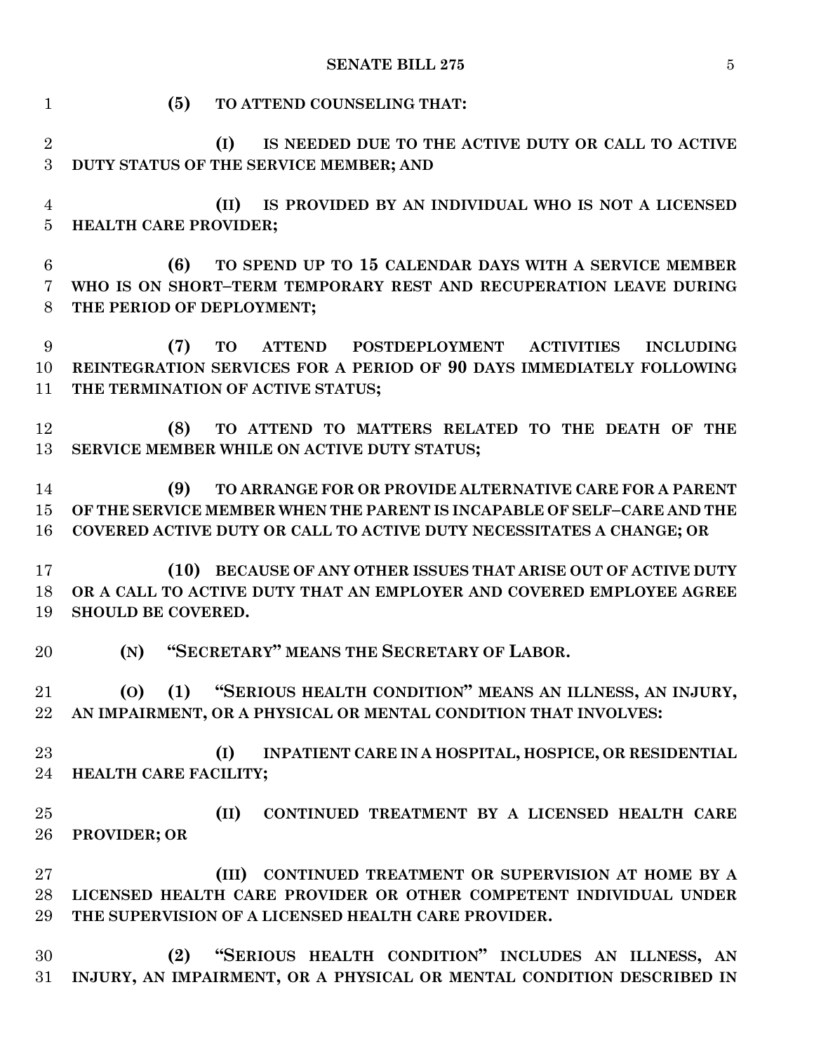**(5) TO ATTEND COUNSELING THAT:**

**(I) IS NEEDED DUE TO THE ACTIVE DUTY OR CALL TO ACTIVE DUTY STATUS OF THE SERVICE MEMBER; AND**

**(II) IS PROVIDED BY AN INDIVIDUAL WHO IS NOT A LICENSED HEALTH CARE PROVIDER;**

**(6) TO SPEND UP TO 15 CALENDAR DAYS WITH A SERVICE MEMBER WHO IS ON SHORT–TERM TEMPORARY REST AND RECUPERATION LEAVE DURING THE PERIOD OF DEPLOYMENT;**

**(7) TO ATTEND POSTDEPLOYMENT ACTIVITIES INCLUDING REINTEGRATION SERVICES FOR A PERIOD OF 90 DAYS IMMEDIATELY FOLLOWING THE TERMINATION OF ACTIVE STATUS;**

**(8) TO ATTEND TO MATTERS RELATED TO THE DEATH OF THE SERVICE MEMBER WHILE ON ACTIVE DUTY STATUS;**

**(9) TO ARRANGE FOR OR PROVIDE ALTERNATIVE CARE FOR A PARENT OF THE SERVICE MEMBER WHEN THE PARENT IS INCAPABLE OF SELF–CARE AND THE COVERED ACTIVE DUTY OR CALL TO ACTIVE DUTY NECESSITATES A CHANGE; OR**

**(10) BECAUSE OF ANY OTHER ISSUES THAT ARISE OUT OF ACTIVE DUTY OR A CALL TO ACTIVE DUTY THAT AN EMPLOYER AND COVERED EMPLOYEE AGREE SHOULD BE COVERED.**

**(N) "SECRETARY" MEANS THE SECRETARY OF LABOR.**

**(O) (1) "SERIOUS HEALTH CONDITION" MEANS AN ILLNESS, AN INJURY, AN IMPAIRMENT, OR A PHYSICAL OR MENTAL CONDITION THAT INVOLVES:**

**(I) INPATIENT CARE IN A HOSPITAL, HOSPICE, OR RESIDENTIAL HEALTH CARE FACILITY;**

**(II) CONTINUED TREATMENT BY A LICENSED HEALTH CARE PROVIDER; OR**

**(III) CONTINUED TREATMENT OR SUPERVISION AT HOME BY A LICENSED HEALTH CARE PROVIDER OR OTHER COMPETENT INDIVIDUAL UNDER THE SUPERVISION OF A LICENSED HEALTH CARE PROVIDER.**

**(2) "SERIOUS HEALTH CONDITION" INCLUDES AN ILLNESS, AN INJURY, AN IMPAIRMENT, OR A PHYSICAL OR MENTAL CONDITION DESCRIBED IN**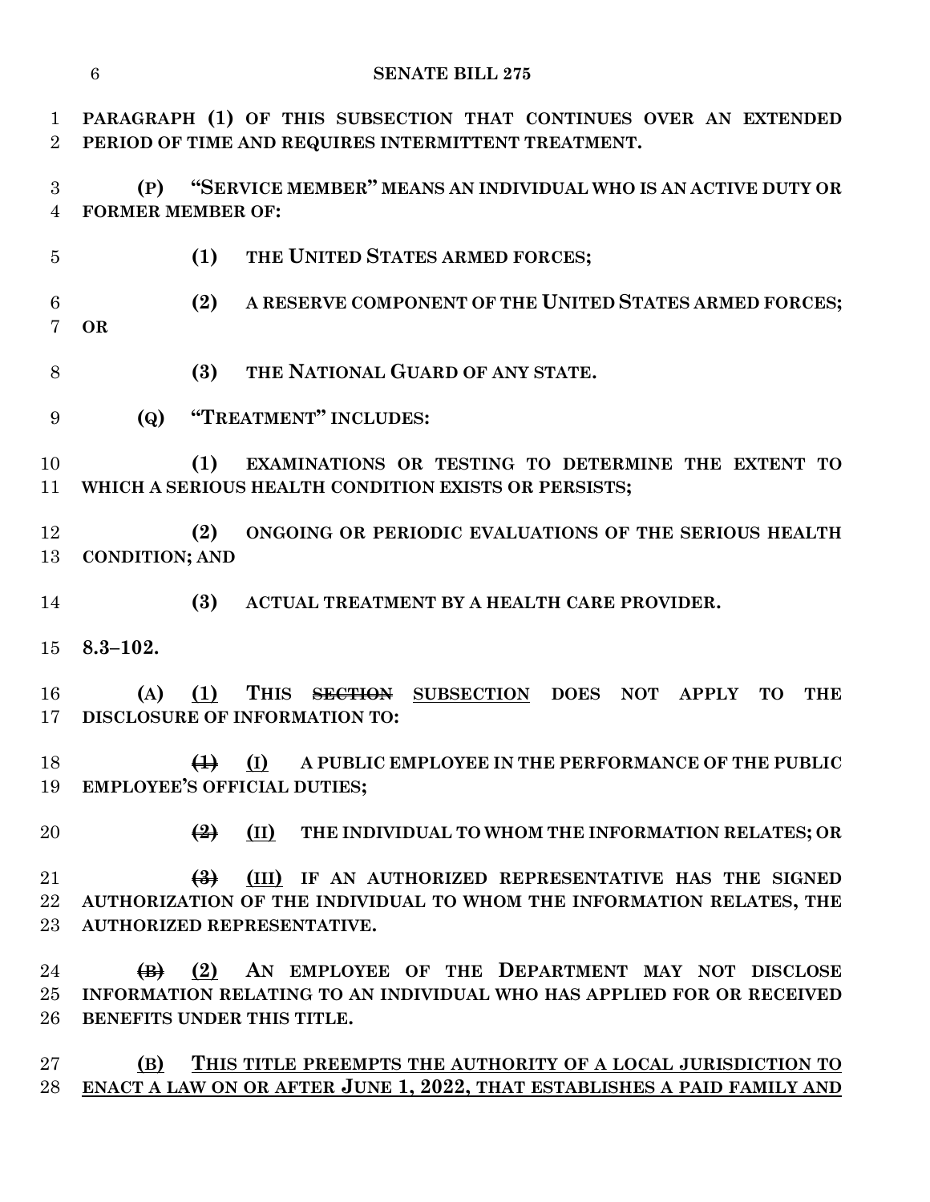**PARAGRAPH (1) OF THIS SUBSECTION THAT CONTINUES OVER AN EXTENDED PERIOD OF TIME AND REQUIRES INTERMITTENT TREATMENT.**

**(P) "SERVICE MEMBER" MEANS AN INDIVIDUAL WHO IS AN ACTIVE DUTY OR FORMER MEMBER OF:**

**(1) THE UNITED STATES ARMED FORCES;**

**(2) A RESERVE COMPONENT OF THE UNITED STATES ARMED FORCES; OR**

**(3) THE NATIONAL GUARD OF ANY STATE.**

**(Q) "TREATMENT" INCLUDES:**

**(1) EXAMINATIONS OR TESTING TO DETERMINE THE EXTENT TO WHICH A SERIOUS HEALTH CONDITION EXISTS OR PERSISTS;**

**(2) ONGOING OR PERIODIC EVALUATIONS OF THE SERIOUS HEALTH CONDITION; AND**

**(3) ACTUAL TREATMENT BY A HEALTH CARE PROVIDER.**

**8.3–102.**

**(A)** <u>**(1)**</u> **THIS ~~SECTION~~** <u>**SUBSECTION**</u> **DOES NOT APPLY TO THE DISCLOSURE OF INFORMATION TO:**

**~~(1)~~** <u>**(I)**</u> **A PUBLIC EMPLOYEE IN THE PERFORMANCE OF THE PUBLIC EMPLOYEE'S OFFICIAL DUTIES;**

**~~(2)~~** <u>**(II)**</u> **THE INDIVIDUAL TO WHOM THE INFORMATION RELATES; OR**

**~~(3)~~** <u>**(III)**</u> **IF AN AUTHORIZED REPRESENTATIVE HAS THE SIGNED AUTHORIZATION OF THE INDIVIDUAL TO WHOM THE INFORMATION RELATES, THE AUTHORIZED REPRESENTATIVE.**

**~~(B)~~** <u>**(2)**</u> **AN EMPLOYEE OF THE DEPARTMENT MAY NOT DISCLOSE INFORMATION RELATING TO AN INDIVIDUAL WHO HAS APPLIED FOR OR RECEIVED BENEFITS UNDER THIS TITLE.**

<u>**(B) THIS TITLE PREEMPTS THE AUTHORITY OF A LOCAL JURISDICTION TO ENACT A LAW ON OR AFTER JUNE 1, 2022, THAT ESTABLISHES A PAID FAMILY AND**</u>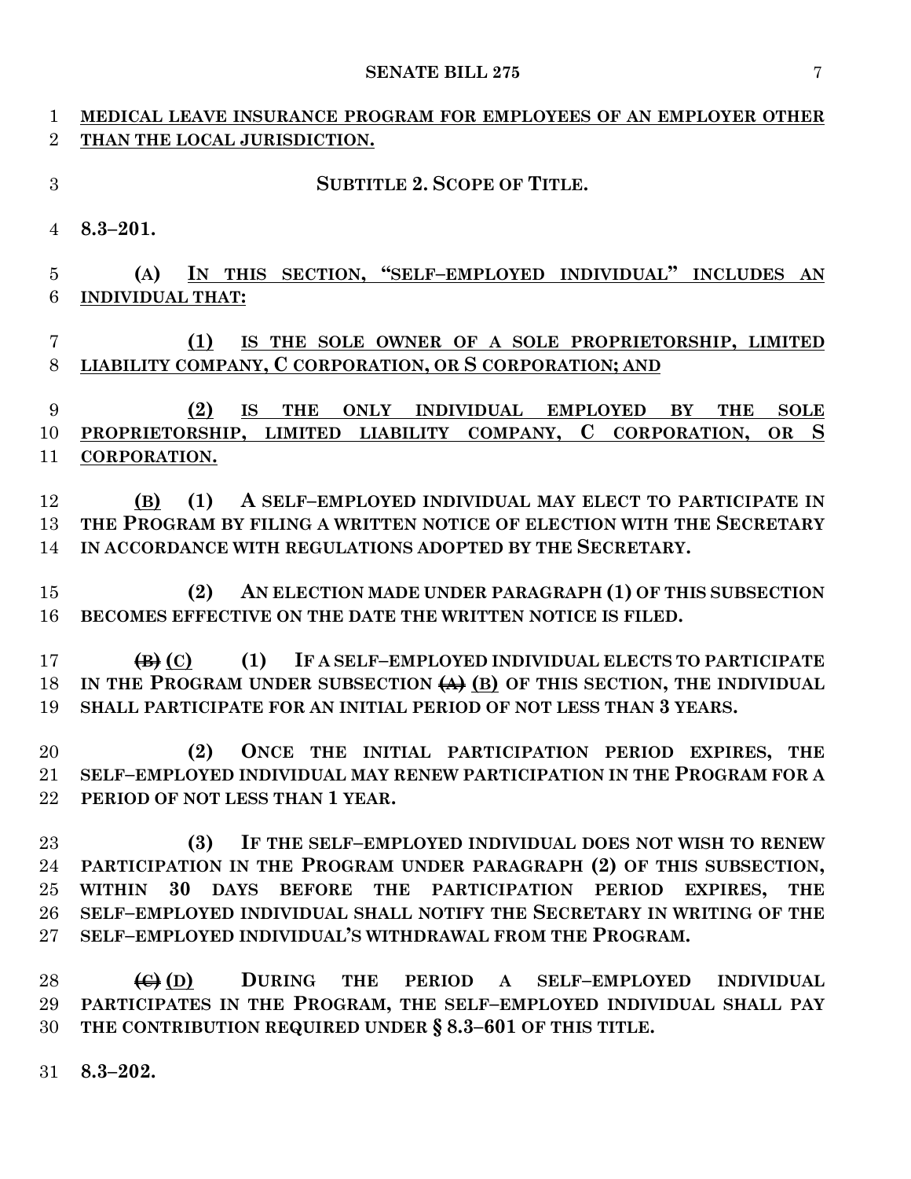MEDICAL LEAVE INSURANCE PROGRAM FOR EMPLOYEES OF AN EMPLOYER OTHER THAN THE LOCAL JURISDICTION.

**SUBTITLE 2. SCOPE OF TITLE.**

**8.3–201.**

**(A)** IN THIS SECTION, "SELF–EMPLOYED INDIVIDUAL" INCLUDES AN INDIVIDUAL THAT:

**(1)** IS THE SOLE OWNER OF A SOLE PROPRIETORSHIP, LIMITED LIABILITY COMPANY, C CORPORATION, OR S CORPORATION; AND

**(2)** IS THE ONLY INDIVIDUAL EMPLOYED BY THE SOLE PROPRIETORSHIP, LIMITED LIABILITY COMPANY, C CORPORATION, OR S CORPORATION.

**(B) (1) A SELF–EMPLOYED INDIVIDUAL MAY ELECT TO PARTICIPATE IN THE PROGRAM BY FILING A WRITTEN NOTICE OF ELECTION WITH THE SECRETARY IN ACCORDANCE WITH REGULATIONS ADOPTED BY THE SECRETARY.**

**(2) AN ELECTION MADE UNDER PARAGRAPH (1) OF THIS SUBSECTION BECOMES EFFECTIVE ON THE DATE THE WRITTEN NOTICE IS FILED.**

**~~(B)~~ (C) (1) IF A SELF–EMPLOYED INDIVIDUAL ELECTS TO PARTICIPATE IN THE PROGRAM UNDER SUBSECTION ~~(A)~~ (B) OF THIS SECTION, THE INDIVIDUAL SHALL PARTICIPATE FOR AN INITIAL PERIOD OF NOT LESS THAN 3 YEARS.**

**(2) ONCE THE INITIAL PARTICIPATION PERIOD EXPIRES, THE SELF–EMPLOYED INDIVIDUAL MAY RENEW PARTICIPATION IN THE PROGRAM FOR A PERIOD OF NOT LESS THAN 1 YEAR.**

**(3) IF THE SELF–EMPLOYED INDIVIDUAL DOES NOT WISH TO RENEW PARTICIPATION IN THE PROGRAM UNDER PARAGRAPH (2) OF THIS SUBSECTION, WITHIN 30 DAYS BEFORE THE PARTICIPATION PERIOD EXPIRES, THE SELF–EMPLOYED INDIVIDUAL SHALL NOTIFY THE SECRETARY IN WRITING OF THE SELF–EMPLOYED INDIVIDUAL'S WITHDRAWAL FROM THE PROGRAM.**

**~~(C)~~ (D) DURING THE PERIOD A SELF–EMPLOYED INDIVIDUAL PARTICIPATES IN THE PROGRAM, THE SELF–EMPLOYED INDIVIDUAL SHALL PAY THE CONTRIBUTION REQUIRED UNDER § 8.3–601 OF THIS TITLE.**

**8.3–202.**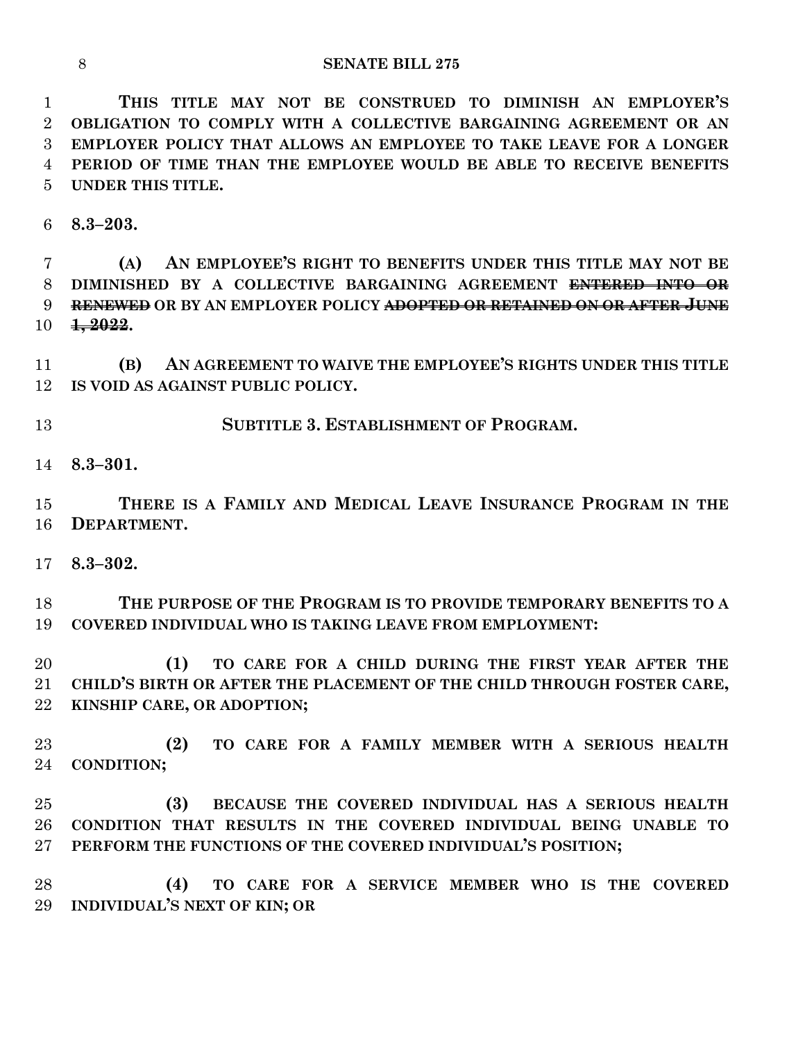**THIS TITLE MAY NOT BE CONSTRUED TO DIMINISH AN EMPLOYER'S OBLIGATION TO COMPLY WITH A COLLECTIVE BARGAINING AGREEMENT OR AN EMPLOYER POLICY THAT ALLOWS AN EMPLOYEE TO TAKE LEAVE FOR A LONGER PERIOD OF TIME THAN THE EMPLOYEE WOULD BE ABLE TO RECEIVE BENEFITS UNDER THIS TITLE.**

**8.3–203.**

**(A) AN EMPLOYEE'S RIGHT TO BENEFITS UNDER THIS TITLE MAY NOT BE DIMINISHED BY A COLLECTIVE BARGAINING AGREEMENT ~~ENTERED INTO OR RENEWED~~ OR BY AN EMPLOYER POLICY ~~ADOPTED OR RETAINED ON OR AFTER JUNE 1, 2022~~.**

**(B) AN AGREEMENT TO WAIVE THE EMPLOYEE'S RIGHTS UNDER THIS TITLE IS VOID AS AGAINST PUBLIC POLICY.**

**SUBTITLE 3. ESTABLISHMENT OF PROGRAM.**

**8.3–301.**

**THERE IS A FAMILY AND MEDICAL LEAVE INSURANCE PROGRAM IN THE DEPARTMENT.**

**8.3–302.**

**THE PURPOSE OF THE PROGRAM IS TO PROVIDE TEMPORARY BENEFITS TO A COVERED INDIVIDUAL WHO IS TAKING LEAVE FROM EMPLOYMENT:**

**(1) TO CARE FOR A CHILD DURING THE FIRST YEAR AFTER THE CHILD'S BIRTH OR AFTER THE PLACEMENT OF THE CHILD THROUGH FOSTER CARE, KINSHIP CARE, OR ADOPTION;**

**(2) TO CARE FOR A FAMILY MEMBER WITH A SERIOUS HEALTH CONDITION;**

**(3) BECAUSE THE COVERED INDIVIDUAL HAS A SERIOUS HEALTH CONDITION THAT RESULTS IN THE COVERED INDIVIDUAL BEING UNABLE TO PERFORM THE FUNCTIONS OF THE COVERED INDIVIDUAL'S POSITION;**

**(4) TO CARE FOR A SERVICE MEMBER WHO IS THE COVERED INDIVIDUAL'S NEXT OF KIN; OR**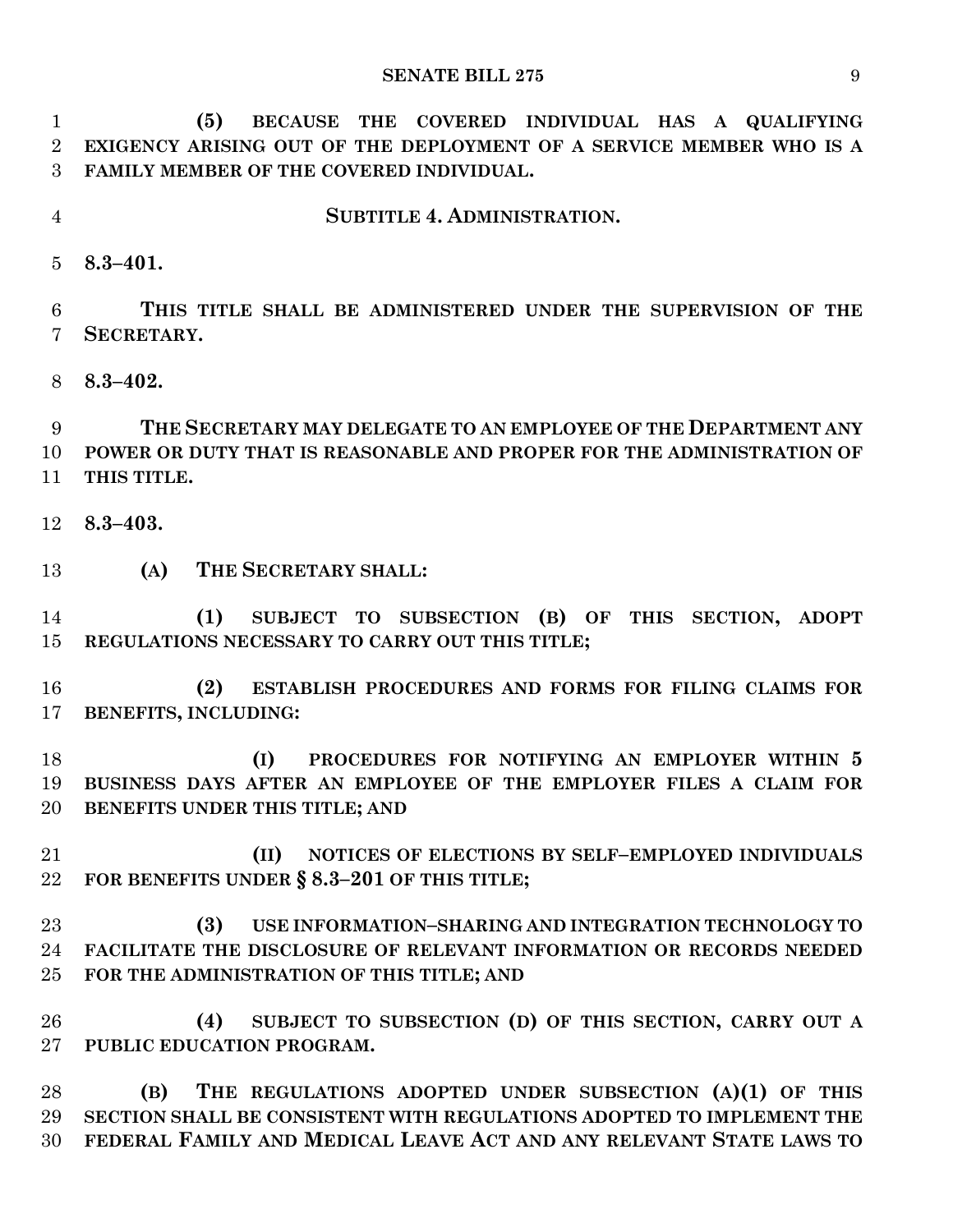**(5) BECAUSE THE COVERED INDIVIDUAL HAS A QUALIFYING EXIGENCY ARISING OUT OF THE DEPLOYMENT OF A SERVICE MEMBER WHO IS A FAMILY MEMBER OF THE COVERED INDIVIDUAL.**

**SUBTITLE 4. ADMINISTRATION.**

**8.3–401.**

**THIS TITLE SHALL BE ADMINISTERED UNDER THE SUPERVISION OF THE SECRETARY.**

**8.3–402.**

**THE SECRETARY MAY DELEGATE TO AN EMPLOYEE OF THE DEPARTMENT ANY POWER OR DUTY THAT IS REASONABLE AND PROPER FOR THE ADMINISTRATION OF THIS TITLE.**

**8.3–403.**

**(A) THE SECRETARY SHALL:**

**(1) SUBJECT TO SUBSECTION (B) OF THIS SECTION, ADOPT REGULATIONS NECESSARY TO CARRY OUT THIS TITLE;**

**(2) ESTABLISH PROCEDURES AND FORMS FOR FILING CLAIMS FOR BENEFITS, INCLUDING:**

**(I) PROCEDURES FOR NOTIFYING AN EMPLOYER WITHIN 5 BUSINESS DAYS AFTER AN EMPLOYEE OF THE EMPLOYER FILES A CLAIM FOR BENEFITS UNDER THIS TITLE; AND**

**(II) NOTICES OF ELECTIONS BY SELF–EMPLOYED INDIVIDUALS FOR BENEFITS UNDER § 8.3–201 OF THIS TITLE;**

**(3) USE INFORMATION–SHARING AND INTEGRATION TECHNOLOGY TO FACILITATE THE DISCLOSURE OF RELEVANT INFORMATION OR RECORDS NEEDED FOR THE ADMINISTRATION OF THIS TITLE; AND**

**(4) SUBJECT TO SUBSECTION (D) OF THIS SECTION, CARRY OUT A PUBLIC EDUCATION PROGRAM.**

**(B) THE REGULATIONS ADOPTED UNDER SUBSECTION (A)(1) OF THIS SECTION SHALL BE CONSISTENT WITH REGULATIONS ADOPTED TO IMPLEMENT THE FEDERAL FAMILY AND MEDICAL LEAVE ACT AND ANY RELEVANT STATE LAWS TO**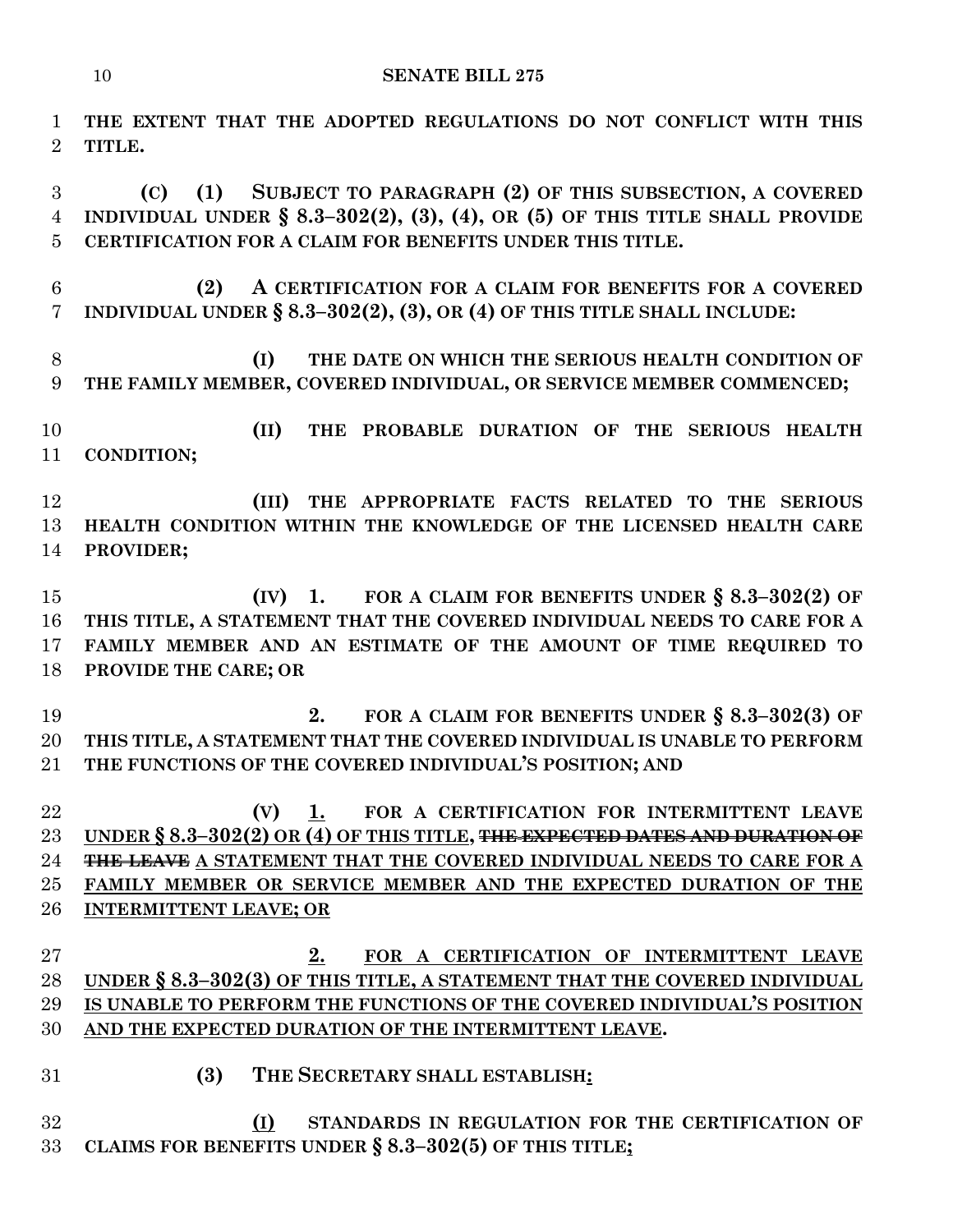**THE EXTENT THAT THE ADOPTED REGULATIONS DO NOT CONFLICT WITH THIS TITLE.**

**(C) (1) SUBJECT TO PARAGRAPH (2) OF THIS SUBSECTION, A COVERED INDIVIDUAL UNDER § 8.3–302(2), (3), (4), OR (5) OF THIS TITLE SHALL PROVIDE CERTIFICATION FOR A CLAIM FOR BENEFITS UNDER THIS TITLE.**

**(2) A CERTIFICATION FOR A CLAIM FOR BENEFITS FOR A COVERED INDIVIDUAL UNDER § 8.3–302(2), (3), OR (4) OF THIS TITLE SHALL INCLUDE:**

**(I) THE DATE ON WHICH THE SERIOUS HEALTH CONDITION OF THE FAMILY MEMBER, COVERED INDIVIDUAL, OR SERVICE MEMBER COMMENCED;**

**(II) THE PROBABLE DURATION OF THE SERIOUS HEALTH CONDITION;**

**(III) THE APPROPRIATE FACTS RELATED TO THE SERIOUS HEALTH CONDITION WITHIN THE KNOWLEDGE OF THE LICENSED HEALTH CARE PROVIDER;**

**(IV) 1. FOR A CLAIM FOR BENEFITS UNDER § 8.3–302(2) OF THIS TITLE, A STATEMENT THAT THE COVERED INDIVIDUAL NEEDS TO CARE FOR A FAMILY MEMBER AND AN ESTIMATE OF THE AMOUNT OF TIME REQUIRED TO PROVIDE THE CARE; OR**

**2. FOR A CLAIM FOR BENEFITS UNDER § 8.3–302(3) OF THIS TITLE, A STATEMENT THAT THE COVERED INDIVIDUAL IS UNABLE TO PERFORM THE FUNCTIONS OF THE COVERED INDIVIDUAL'S POSITION; AND**

**(V) <u>1.</u> FOR A CERTIFICATION FOR INTERMITTENT LEAVE <u>UNDER § 8.3–302(2) OR (4) OF THIS TITLE</u>, ~~THE EXPECTED DATES AND DURATION OF THE LEAVE~~ <u>A STATEMENT THAT THE COVERED INDIVIDUAL NEEDS TO CARE FOR A FAMILY MEMBER OR SERVICE MEMBER AND THE EXPECTED DURATION OF THE INTERMITTENT LEAVE; OR</u>**

**<u>2. FOR A CERTIFICATION OF INTERMITTENT LEAVE UNDER § 8.3–302(3) OF THIS TITLE, A STATEMENT THAT THE COVERED INDIVIDUAL IS UNABLE TO PERFORM THE FUNCTIONS OF THE COVERED INDIVIDUAL'S POSITION AND THE EXPECTED DURATION OF THE INTERMITTENT LEAVE</u>.**

**(3) THE SECRETARY SHALL ESTABLISH<u>:</u>**

**<u>(I)</u> STANDARDS IN REGULATION FOR THE CERTIFICATION OF CLAIMS FOR BENEFITS UNDER § 8.3–302(5) OF THIS TITLE<u>;</u>**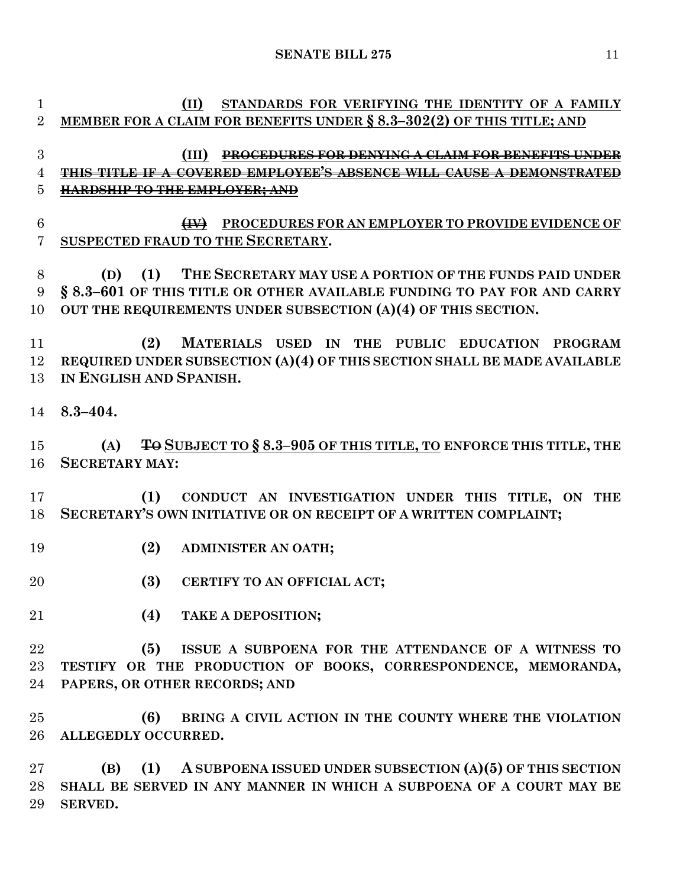(II) STANDARDS FOR VERIFYING THE IDENTITY OF A FAMILY MEMBER FOR A CLAIM FOR BENEFITS UNDER § 8.3–302(2) OF THIS TITLE; AND

~~(III) PROCEDURES FOR DENYING A CLAIM FOR BENEFITS UNDER THIS TITLE IF A COVERED EMPLOYEE'S ABSENCE WILL CAUSE A DEMONSTRATED HARDSHIP TO THE EMPLOYER; AND~~

~~(IV)~~ PROCEDURES FOR AN EMPLOYER TO PROVIDE EVIDENCE OF SUSPECTED FRAUD TO THE SECRETARY.

(D) (1) THE SECRETARY MAY USE A PORTION OF THE FUNDS PAID UNDER § 8.3–601 OF THIS TITLE OR OTHER AVAILABLE FUNDING TO PAY FOR AND CARRY OUT THE REQUIREMENTS UNDER SUBSECTION (A)(4) OF THIS SECTION.

(2) MATERIALS USED IN THE PUBLIC EDUCATION PROGRAM REQUIRED UNDER SUBSECTION (A)(4) OF THIS SECTION SHALL BE MADE AVAILABLE IN ENGLISH AND SPANISH.

8.3–404.

(A) ~~TO~~ SUBJECT TO § 8.3–905 OF THIS TITLE, TO ENFORCE THIS TITLE, THE SECRETARY MAY:

(1) CONDUCT AN INVESTIGATION UNDER THIS TITLE, ON THE SECRETARY'S OWN INITIATIVE OR ON RECEIPT OF A WRITTEN COMPLAINT;

(2) ADMINISTER AN OATH;

(3) CERTIFY TO AN OFFICIAL ACT;

(4) TAKE A DEPOSITION;

(5) ISSUE A SUBPOENA FOR THE ATTENDANCE OF A WITNESS TO TESTIFY OR THE PRODUCTION OF BOOKS, CORRESPONDENCE, MEMORANDA, PAPERS, OR OTHER RECORDS; AND

(6) BRING A CIVIL ACTION IN THE COUNTY WHERE THE VIOLATION ALLEGEDLY OCCURRED.

(B) (1) A SUBPOENA ISSUED UNDER SUBSECTION (A)(5) OF THIS SECTION SHALL BE SERVED IN ANY MANNER IN WHICH A SUBPOENA OF A COURT MAY BE SERVED.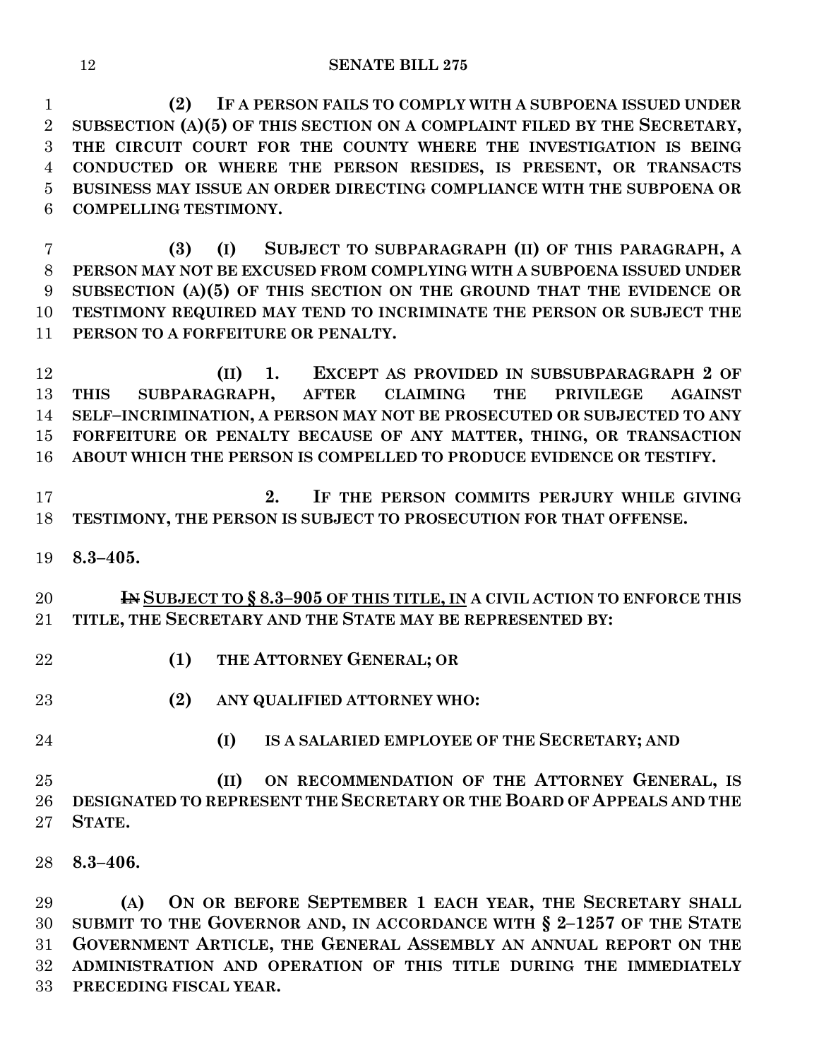**(2) IF A PERSON FAILS TO COMPLY WITH A SUBPOENA ISSUED UNDER SUBSECTION (A)(5) OF THIS SECTION ON A COMPLAINT FILED BY THE SECRETARY, THE CIRCUIT COURT FOR THE COUNTY WHERE THE INVESTIGATION IS BEING CONDUCTED OR WHERE THE PERSON RESIDES, IS PRESENT, OR TRANSACTS BUSINESS MAY ISSUE AN ORDER DIRECTING COMPLIANCE WITH THE SUBPOENA OR COMPELLING TESTIMONY.**

**(3) (I) SUBJECT TO SUBPARAGRAPH (II) OF THIS PARAGRAPH, A PERSON MAY NOT BE EXCUSED FROM COMPLYING WITH A SUBPOENA ISSUED UNDER SUBSECTION (A)(5) OF THIS SECTION ON THE GROUND THAT THE EVIDENCE OR TESTIMONY REQUIRED MAY TEND TO INCRIMINATE THE PERSON OR SUBJECT THE PERSON TO A FORFEITURE OR PENALTY.**

**(II) 1. EXCEPT AS PROVIDED IN SUBSUBPARAGRAPH 2 OF THIS SUBPARAGRAPH, AFTER CLAIMING THE PRIVILEGE AGAINST SELF–INCRIMINATION, A PERSON MAY NOT BE PROSECUTED OR SUBJECTED TO ANY FORFEITURE OR PENALTY BECAUSE OF ANY MATTER, THING, OR TRANSACTION ABOUT WHICH THE PERSON IS COMPELLED TO PRODUCE EVIDENCE OR TESTIFY.**

**2. IF THE PERSON COMMITS PERJURY WHILE GIVING TESTIMONY, THE PERSON IS SUBJECT TO PROSECUTION FOR THAT OFFENSE.**

**8.3–405.**

**~~IN~~ SUBJECT TO § 8.3–905 OF THIS TITLE, IN A CIVIL ACTION TO ENFORCE THIS TITLE, THE SECRETARY AND THE STATE MAY BE REPRESENTED BY:**

**(1) THE ATTORNEY GENERAL; OR**

**(2) ANY QUALIFIED ATTORNEY WHO:**

**(I) IS A SALARIED EMPLOYEE OF THE SECRETARY; AND**

**(II) ON RECOMMENDATION OF THE ATTORNEY GENERAL, IS DESIGNATED TO REPRESENT THE SECRETARY OR THE BOARD OF APPEALS AND THE STATE.**

**8.3–406.**

**(A) ON OR BEFORE SEPTEMBER 1 EACH YEAR, THE SECRETARY SHALL SUBMIT TO THE GOVERNOR AND, IN ACCORDANCE WITH § 2–1257 OF THE STATE GOVERNMENT ARTICLE, THE GENERAL ASSEMBLY AN ANNUAL REPORT ON THE ADMINISTRATION AND OPERATION OF THIS TITLE DURING THE IMMEDIATELY PRECEDING FISCAL YEAR.**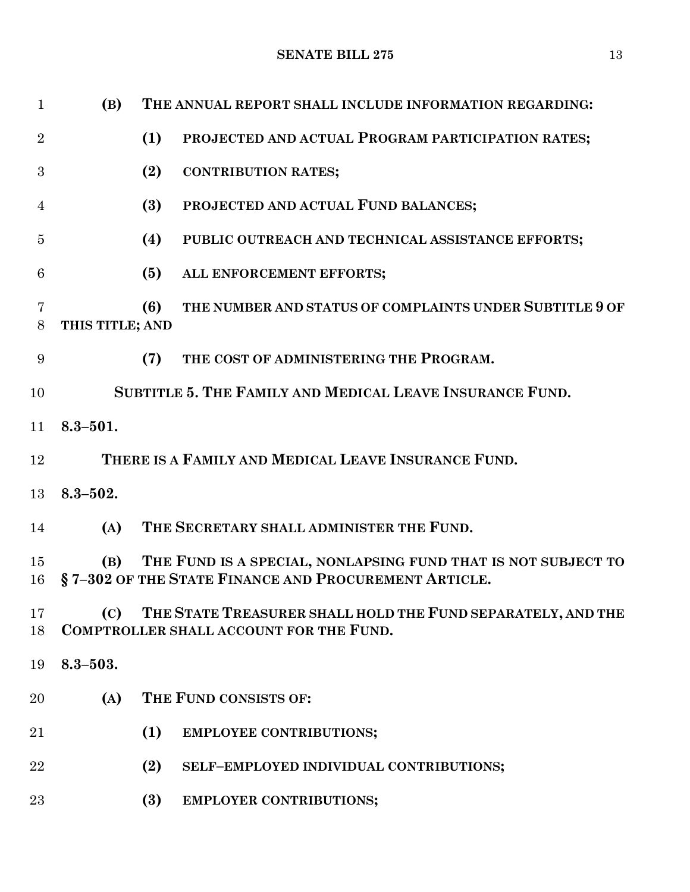**(B) THE ANNUAL REPORT SHALL INCLUDE INFORMATION REGARDING:**

**(1) PROJECTED AND ACTUAL PROGRAM PARTICIPATION RATES;**

**(2) CONTRIBUTION RATES;**

**(3) PROJECTED AND ACTUAL FUND BALANCES;**

**(4) PUBLIC OUTREACH AND TECHNICAL ASSISTANCE EFFORTS;**

**(5) ALL ENFORCEMENT EFFORTS;**

**(6) THE NUMBER AND STATUS OF COMPLAINTS UNDER SUBTITLE 9 OF THIS TITLE; AND**

**(7) THE COST OF ADMINISTERING THE PROGRAM.**

**SUBTITLE 5. THE FAMILY AND MEDICAL LEAVE INSURANCE FUND.**

**8.3–501.**

**THERE IS A FAMILY AND MEDICAL LEAVE INSURANCE FUND.**

**8.3–502.**

**(A) THE SECRETARY SHALL ADMINISTER THE FUND.**

**(B) THE FUND IS A SPECIAL, NONLAPSING FUND THAT IS NOT SUBJECT TO § 7–302 OF THE STATE FINANCE AND PROCUREMENT ARTICLE.**

**(C) THE STATE TREASURER SHALL HOLD THE FUND SEPARATELY, AND THE COMPTROLLER SHALL ACCOUNT FOR THE FUND.**

**8.3–503.**

**(A) THE FUND CONSISTS OF:**

**(1) EMPLOYEE CONTRIBUTIONS;**

**(2) SELF–EMPLOYED INDIVIDUAL CONTRIBUTIONS;**

**(3) EMPLOYER CONTRIBUTIONS;**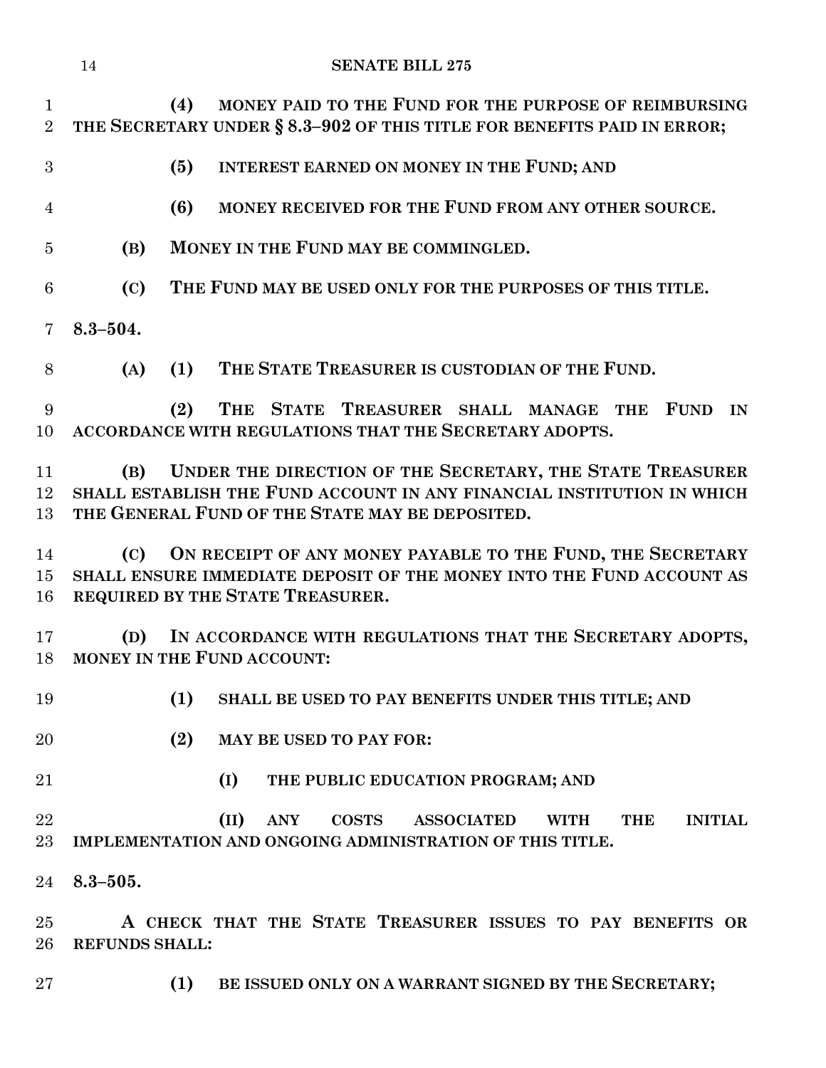**(4) MONEY PAID TO THE FUND FOR THE PURPOSE OF REIMBURSING THE SECRETARY UNDER § 8.3–902 OF THIS TITLE FOR BENEFITS PAID IN ERROR;**

**(5) INTEREST EARNED ON MONEY IN THE FUND; AND**

**(6) MONEY RECEIVED FOR THE FUND FROM ANY OTHER SOURCE.**

**(B) MONEY IN THE FUND MAY BE COMMINGLED.**

**(C) THE FUND MAY BE USED ONLY FOR THE PURPOSES OF THIS TITLE.**

**8.3–504.**

**(A) (1) THE STATE TREASURER IS CUSTODIAN OF THE FUND.**

**(2) THE STATE TREASURER SHALL MANAGE THE FUND IN ACCORDANCE WITH REGULATIONS THAT THE SECRETARY ADOPTS.**

**(B) UNDER THE DIRECTION OF THE SECRETARY, THE STATE TREASURER SHALL ESTABLISH THE FUND ACCOUNT IN ANY FINANCIAL INSTITUTION IN WHICH THE GENERAL FUND OF THE STATE MAY BE DEPOSITED.**

**(C) ON RECEIPT OF ANY MONEY PAYABLE TO THE FUND, THE SECRETARY SHALL ENSURE IMMEDIATE DEPOSIT OF THE MONEY INTO THE FUND ACCOUNT AS REQUIRED BY THE STATE TREASURER.**

**(D) IN ACCORDANCE WITH REGULATIONS THAT THE SECRETARY ADOPTS, MONEY IN THE FUND ACCOUNT:**

**(1) SHALL BE USED TO PAY BENEFITS UNDER THIS TITLE; AND**

**(2) MAY BE USED TO PAY FOR:**

**(I) THE PUBLIC EDUCATION PROGRAM; AND**

**(II) ANY COSTS ASSOCIATED WITH THE INITIAL IMPLEMENTATION AND ONGOING ADMINISTRATION OF THIS TITLE.**

**8.3–505.**

**A CHECK THAT THE STATE TREASURER ISSUES TO PAY BENEFITS OR REFUNDS SHALL:**

**(1) BE ISSUED ONLY ON A WARRANT SIGNED BY THE SECRETARY;**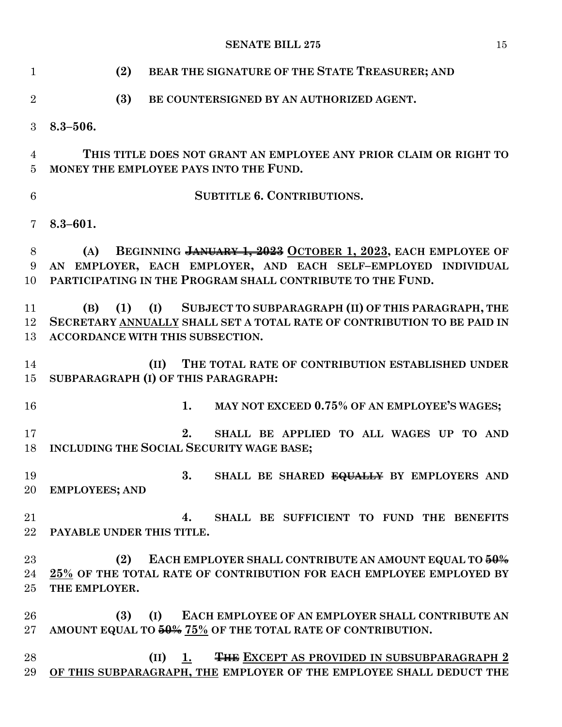**(2) BEAR THE SIGNATURE OF THE STATE TREASURER; AND**

**(3) BE COUNTERSIGNED BY AN AUTHORIZED AGENT.**

**8.3–506.**

**THIS TITLE DOES NOT GRANT AN EMPLOYEE ANY PRIOR CLAIM OR RIGHT TO MONEY THE EMPLOYEE PAYS INTO THE FUND.**

**SUBTITLE 6. CONTRIBUTIONS.**

**8.3–601.**

**(A) BEGINNING ~~JANUARY 1, 2023~~ <u>OCTOBER 1, 2023</u>, EACH EMPLOYEE OF AN EMPLOYER, EACH EMPLOYER, AND EACH SELF–EMPLOYED INDIVIDUAL PARTICIPATING IN THE PROGRAM SHALL CONTRIBUTE TO THE FUND.**

**(B) (1) (I) SUBJECT TO SUBPARAGRAPH (II) OF THIS PARAGRAPH, THE SECRETARY <u>ANNUALLY</u> SHALL SET A TOTAL RATE OF CONTRIBUTION TO BE PAID IN ACCORDANCE WITH THIS SUBSECTION.**

**(II) THE TOTAL RATE OF CONTRIBUTION ESTABLISHED UNDER SUBPARAGRAPH (I) OF THIS PARAGRAPH:**

**1. MAY NOT EXCEED 0.75% OF AN EMPLOYEE'S WAGES;**

**2. SHALL BE APPLIED TO ALL WAGES UP TO AND INCLUDING THE SOCIAL SECURITY WAGE BASE;**

**3. SHALL BE SHARED ~~EQUALLY~~ BY EMPLOYERS AND EMPLOYEES; AND**

**4. SHALL BE SUFFICIENT TO FUND THE BENEFITS PAYABLE UNDER THIS TITLE.**

**(2) EACH EMPLOYER SHALL CONTRIBUTE AN AMOUNT EQUAL TO ~~50%~~ <u>25%</u> OF THE TOTAL RATE OF CONTRIBUTION FOR EACH EMPLOYEE EMPLOYED BY THE EMPLOYER.**

**(3) (I) EACH EMPLOYEE OF AN EMPLOYER SHALL CONTRIBUTE AN AMOUNT EQUAL TO ~~50%~~ <u>75%</u> OF THE TOTAL RATE OF CONTRIBUTION.**

**(II) <u>1.</u> ~~THE~~ <u>EXCEPT AS PROVIDED IN SUBSUBPARAGRAPH 2 OF THIS SUBPARAGRAPH, THE</u> EMPLOYER OF THE EMPLOYEE SHALL DEDUCT THE**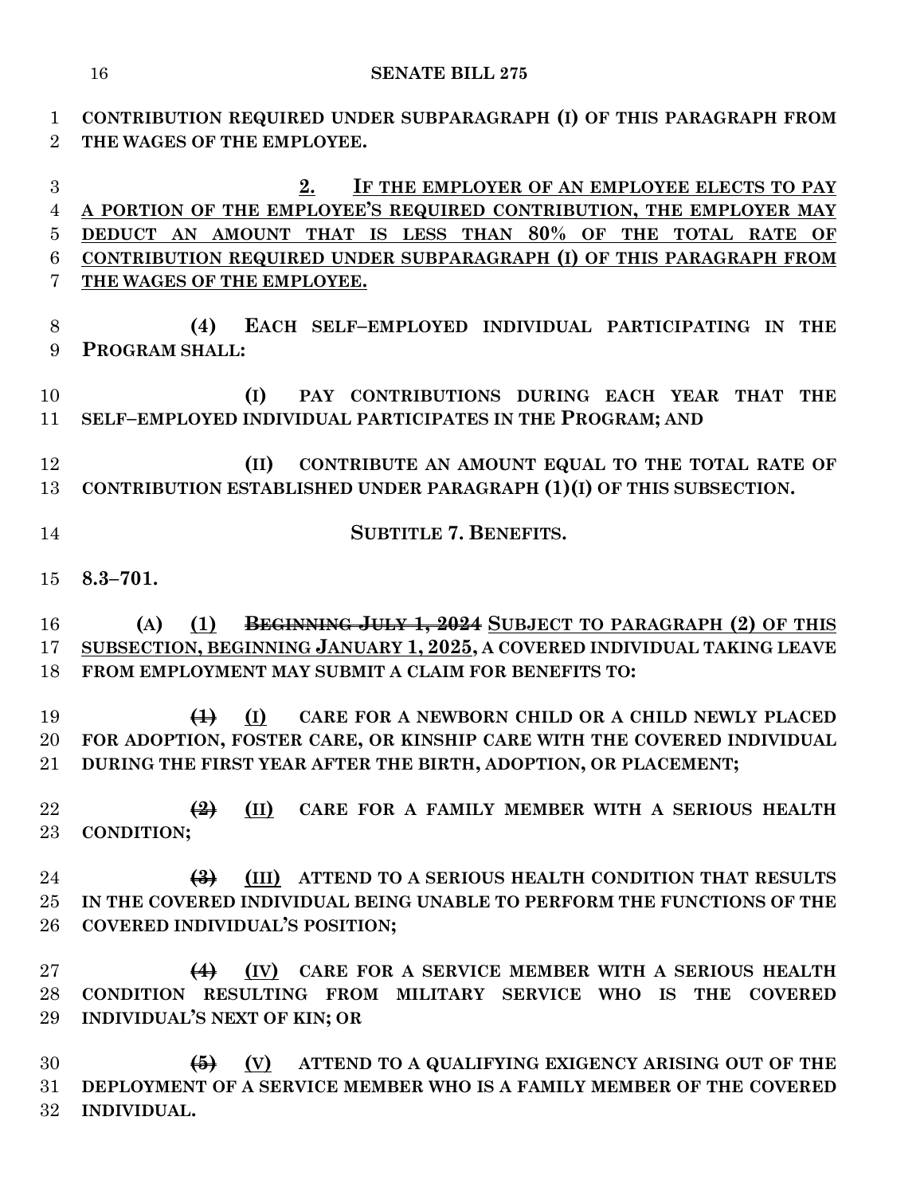**CONTRIBUTION REQUIRED UNDER SUBPARAGRAPH (I) OF THIS PARAGRAPH FROM THE WAGES OF THE EMPLOYEE.**

<u>**2. IF THE EMPLOYER OF AN EMPLOYEE ELECTS TO PAY A PORTION OF THE EMPLOYEE'S REQUIRED CONTRIBUTION, THE EMPLOYER MAY DEDUCT AN AMOUNT THAT IS LESS THAN 80% OF THE TOTAL RATE OF CONTRIBUTION REQUIRED UNDER SUBPARAGRAPH (I) OF THIS PARAGRAPH FROM THE WAGES OF THE EMPLOYEE.**</u>

**(4) EACH SELF–EMPLOYED INDIVIDUAL PARTICIPATING IN THE PROGRAM SHALL:**

**(I) PAY CONTRIBUTIONS DURING EACH YEAR THAT THE SELF–EMPLOYED INDIVIDUAL PARTICIPATES IN THE PROGRAM; AND**

**(II) CONTRIBUTE AN AMOUNT EQUAL TO THE TOTAL RATE OF CONTRIBUTION ESTABLISHED UNDER PARAGRAPH (1)(I) OF THIS SUBSECTION.**

**SUBTITLE 7. BENEFITS.**

**8.3–701.**

**(A)** <u>**(1)**</u> ~~**BEGINNING JULY 1, 2024**~~ <u>**SUBJECT TO PARAGRAPH (2) OF THIS SUBSECTION, BEGINNING JANUARY 1, 2025,**</u> **A COVERED INDIVIDUAL TAKING LEAVE FROM EMPLOYMENT MAY SUBMIT A CLAIM FOR BENEFITS TO:**

~~**(1)**~~ <u>**(I)**</u> **CARE FOR A NEWBORN CHILD OR A CHILD NEWLY PLACED FOR ADOPTION, FOSTER CARE, OR KINSHIP CARE WITH THE COVERED INDIVIDUAL DURING THE FIRST YEAR AFTER THE BIRTH, ADOPTION, OR PLACEMENT;**

~~**(2)**~~ <u>**(II)**</u> **CARE FOR A FAMILY MEMBER WITH A SERIOUS HEALTH CONDITION;**

~~**(3)**~~ <u>**(III)**</u> **ATTEND TO A SERIOUS HEALTH CONDITION THAT RESULTS IN THE COVERED INDIVIDUAL BEING UNABLE TO PERFORM THE FUNCTIONS OF THE COVERED INDIVIDUAL'S POSITION;**

~~**(4)**~~ <u>**(IV)**</u> **CARE FOR A SERVICE MEMBER WITH A SERIOUS HEALTH CONDITION RESULTING FROM MILITARY SERVICE WHO IS THE COVERED INDIVIDUAL'S NEXT OF KIN; OR**

~~**(5)**~~ <u>**(V)**</u> **ATTEND TO A QUALIFYING EXIGENCY ARISING OUT OF THE DEPLOYMENT OF A SERVICE MEMBER WHO IS A FAMILY MEMBER OF THE COVERED INDIVIDUAL.**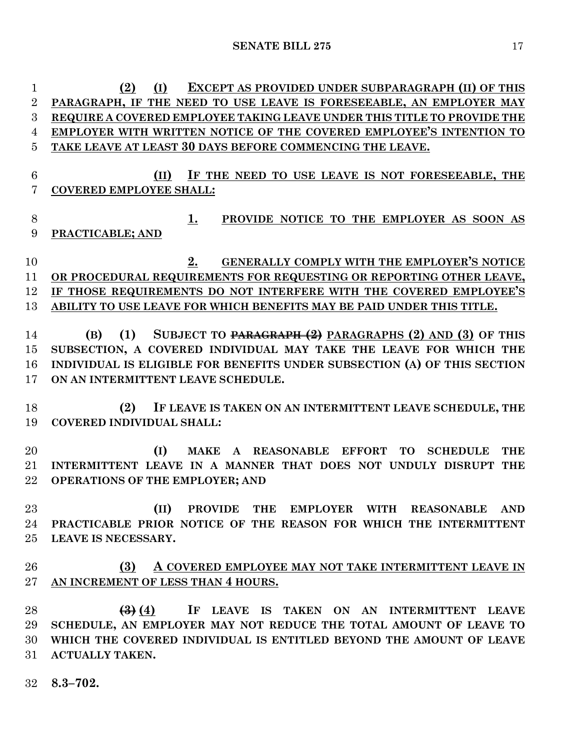(2) (I) EXCEPT AS PROVIDED UNDER SUBPARAGRAPH (II) OF THIS PARAGRAPH, IF THE NEED TO USE LEAVE IS FORESEEABLE, AN EMPLOYER MAY REQUIRE A COVERED EMPLOYEE TAKING LEAVE UNDER THIS TITLE TO PROVIDE THE EMPLOYER WITH WRITTEN NOTICE OF THE COVERED EMPLOYEE'S INTENTION TO TAKE LEAVE AT LEAST 30 DAYS BEFORE COMMENCING THE LEAVE.

(II) IF THE NEED TO USE LEAVE IS NOT FORESEEABLE, THE COVERED EMPLOYEE SHALL:

1. PROVIDE NOTICE TO THE EMPLOYER AS SOON AS PRACTICABLE; AND

2. GENERALLY COMPLY WITH THE EMPLOYER'S NOTICE OR PROCEDURAL REQUIREMENTS FOR REQUESTING OR REPORTING OTHER LEAVE, IF THOSE REQUIREMENTS DO NOT INTERFERE WITH THE COVERED EMPLOYEE'S ABILITY TO USE LEAVE FOR WHICH BENEFITS MAY BE PAID UNDER THIS TITLE.

(B) (1) SUBJECT TO ~~PARAGRAPH (2)~~ PARAGRAPHS (2) AND (3) OF THIS SUBSECTION, A COVERED INDIVIDUAL MAY TAKE THE LEAVE FOR WHICH THE INDIVIDUAL IS ELIGIBLE FOR BENEFITS UNDER SUBSECTION (A) OF THIS SECTION ON AN INTERMITTENT LEAVE SCHEDULE.

(2) IF LEAVE IS TAKEN ON AN INTERMITTENT LEAVE SCHEDULE, THE COVERED INDIVIDUAL SHALL:

(I) MAKE A REASONABLE EFFORT TO SCHEDULE THE INTERMITTENT LEAVE IN A MANNER THAT DOES NOT UNDULY DISRUPT THE OPERATIONS OF THE EMPLOYER; AND

(II) PROVIDE THE EMPLOYER WITH REASONABLE AND PRACTICABLE PRIOR NOTICE OF THE REASON FOR WHICH THE INTERMITTENT LEAVE IS NECESSARY.

(3) A COVERED EMPLOYEE MAY NOT TAKE INTERMITTENT LEAVE IN AN INCREMENT OF LESS THAN 4 HOURS.

~~(3)~~ (4) IF LEAVE IS TAKEN ON AN INTERMITTENT LEAVE SCHEDULE, AN EMPLOYER MAY NOT REDUCE THE TOTAL AMOUNT OF LEAVE TO WHICH THE COVERED INDIVIDUAL IS ENTITLED BEYOND THE AMOUNT OF LEAVE ACTUALLY TAKEN.

**8.3–702.**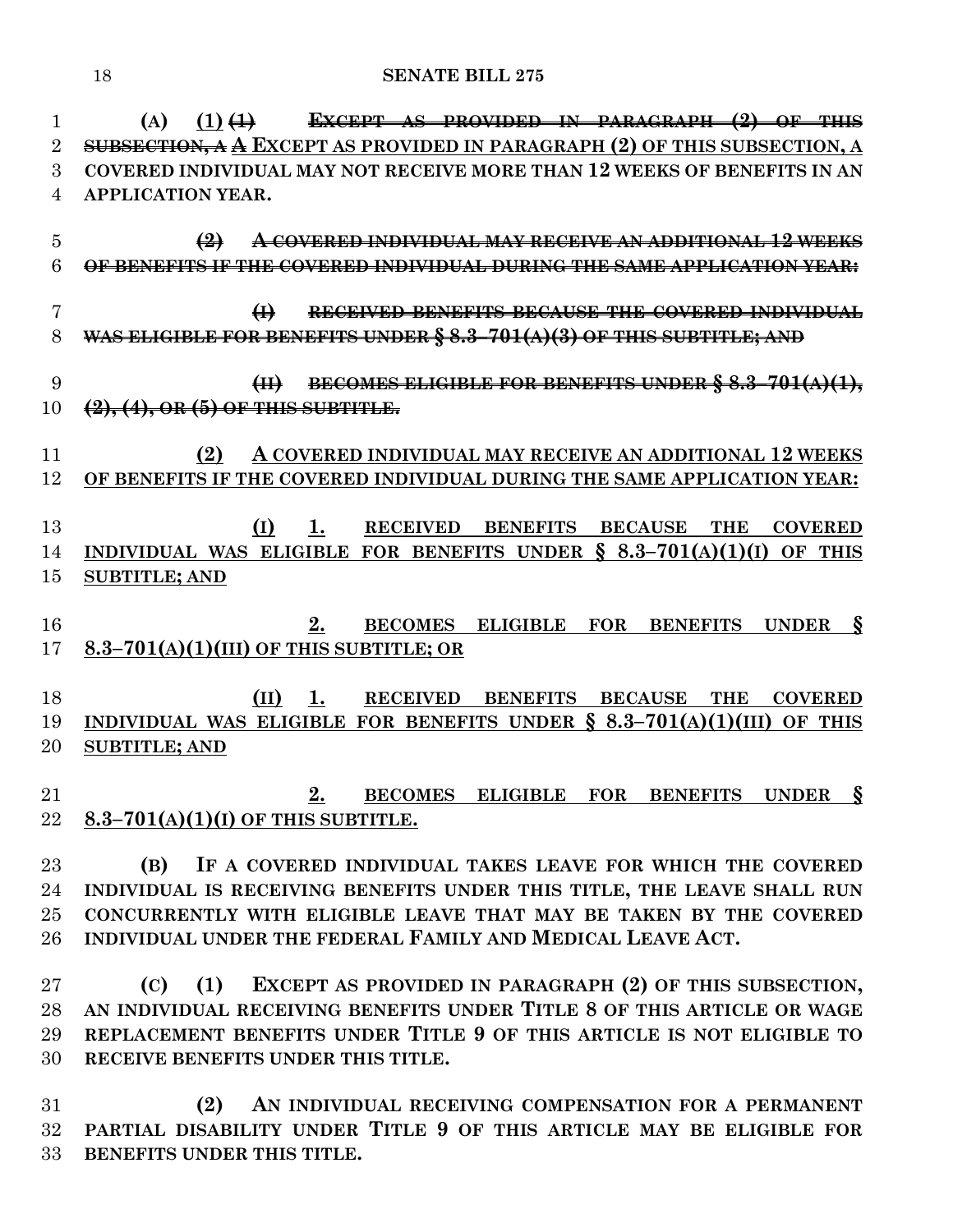(A) (1) ~~(1) EXCEPT AS PROVIDED IN PARAGRAPH (2) OF THIS SUBSECTION, A~~ A EXCEPT AS PROVIDED IN PARAGRAPH (2) OF THIS SUBSECTION, A COVERED INDIVIDUAL MAY NOT RECEIVE MORE THAN 12 WEEKS OF BENEFITS IN AN APPLICATION YEAR.

~~(2) A COVERED INDIVIDUAL MAY RECEIVE AN ADDITIONAL 12 WEEKS OF BENEFITS IF THE COVERED INDIVIDUAL DURING THE SAME APPLICATION YEAR:~~

~~(I) RECEIVED BENEFITS BECAUSE THE COVERED INDIVIDUAL WAS ELIGIBLE FOR BENEFITS UNDER § 8.3–701(A)(3) OF THIS SUBTITLE; AND~~

~~(II) BECOMES ELIGIBLE FOR BENEFITS UNDER § 8.3–701(A)(1), (2), (4), OR (5) OF THIS SUBTITLE.~~

(2) A COVERED INDIVIDUAL MAY RECEIVE AN ADDITIONAL 12 WEEKS OF BENEFITS IF THE COVERED INDIVIDUAL DURING THE SAME APPLICATION YEAR:

(I) 1. RECEIVED BENEFITS BECAUSE THE COVERED INDIVIDUAL WAS ELIGIBLE FOR BENEFITS UNDER § 8.3–701(A)(1)(I) OF THIS SUBTITLE; AND

2. BECOMES ELIGIBLE FOR BENEFITS UNDER § 8.3–701(A)(1)(III) OF THIS SUBTITLE; OR

(II) 1. RECEIVED BENEFITS BECAUSE THE COVERED INDIVIDUAL WAS ELIGIBLE FOR BENEFITS UNDER § 8.3–701(A)(1)(III) OF THIS SUBTITLE; AND

2. BECOMES ELIGIBLE FOR BENEFITS UNDER § 8.3–701(A)(1)(I) OF THIS SUBTITLE.

(B) IF A COVERED INDIVIDUAL TAKES LEAVE FOR WHICH THE COVERED INDIVIDUAL IS RECEIVING BENEFITS UNDER THIS TITLE, THE LEAVE SHALL RUN CONCURRENTLY WITH ELIGIBLE LEAVE THAT MAY BE TAKEN BY THE COVERED INDIVIDUAL UNDER THE FEDERAL FAMILY AND MEDICAL LEAVE ACT.

(C) (1) EXCEPT AS PROVIDED IN PARAGRAPH (2) OF THIS SUBSECTION, AN INDIVIDUAL RECEIVING BENEFITS UNDER TITLE 8 OF THIS ARTICLE OR WAGE REPLACEMENT BENEFITS UNDER TITLE 9 OF THIS ARTICLE IS NOT ELIGIBLE TO RECEIVE BENEFITS UNDER THIS TITLE.

(2) AN INDIVIDUAL RECEIVING COMPENSATION FOR A PERMANENT PARTIAL DISABILITY UNDER TITLE 9 OF THIS ARTICLE MAY BE ELIGIBLE FOR BENEFITS UNDER THIS TITLE.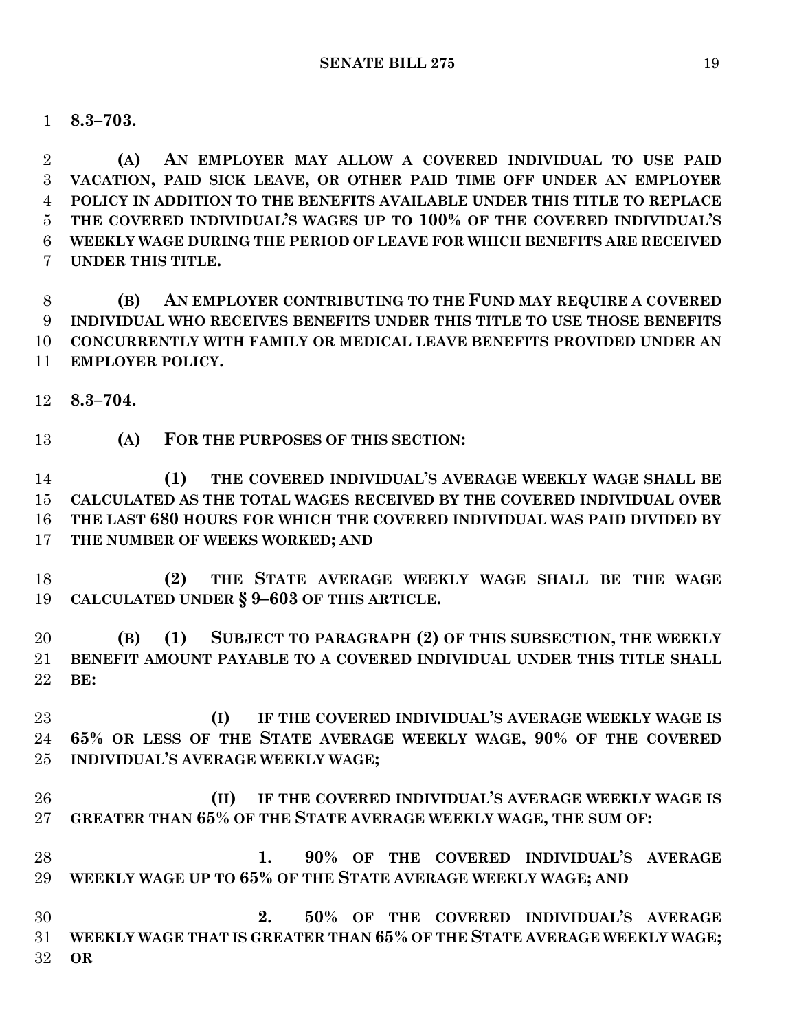**8.3–703.**

**(A) AN EMPLOYER MAY ALLOW A COVERED INDIVIDUAL TO USE PAID VACATION, PAID SICK LEAVE, OR OTHER PAID TIME OFF UNDER AN EMPLOYER POLICY IN ADDITION TO THE BENEFITS AVAILABLE UNDER THIS TITLE TO REPLACE THE COVERED INDIVIDUAL'S WAGES UP TO 100% OF THE COVERED INDIVIDUAL'S WEEKLY WAGE DURING THE PERIOD OF LEAVE FOR WHICH BENEFITS ARE RECEIVED UNDER THIS TITLE.**

**(B) AN EMPLOYER CONTRIBUTING TO THE FUND MAY REQUIRE A COVERED INDIVIDUAL WHO RECEIVES BENEFITS UNDER THIS TITLE TO USE THOSE BENEFITS CONCURRENTLY WITH FAMILY OR MEDICAL LEAVE BENEFITS PROVIDED UNDER AN EMPLOYER POLICY.**

**8.3–704.**

**(A) FOR THE PURPOSES OF THIS SECTION:**

**(1) THE COVERED INDIVIDUAL'S AVERAGE WEEKLY WAGE SHALL BE CALCULATED AS THE TOTAL WAGES RECEIVED BY THE COVERED INDIVIDUAL OVER THE LAST 680 HOURS FOR WHICH THE COVERED INDIVIDUAL WAS PAID DIVIDED BY THE NUMBER OF WEEKS WORKED; AND**

**(2) THE STATE AVERAGE WEEKLY WAGE SHALL BE THE WAGE CALCULATED UNDER § 9–603 OF THIS ARTICLE.**

**(B) (1) SUBJECT TO PARAGRAPH (2) OF THIS SUBSECTION, THE WEEKLY BENEFIT AMOUNT PAYABLE TO A COVERED INDIVIDUAL UNDER THIS TITLE SHALL BE:**

**(I) IF THE COVERED INDIVIDUAL'S AVERAGE WEEKLY WAGE IS 65% OR LESS OF THE STATE AVERAGE WEEKLY WAGE, 90% OF THE COVERED INDIVIDUAL'S AVERAGE WEEKLY WAGE;**

**(II) IF THE COVERED INDIVIDUAL'S AVERAGE WEEKLY WAGE IS GREATER THAN 65% OF THE STATE AVERAGE WEEKLY WAGE, THE SUM OF:**

**1. 90% OF THE COVERED INDIVIDUAL'S AVERAGE WEEKLY WAGE UP TO 65% OF THE STATE AVERAGE WEEKLY WAGE; AND**

**2. 50% OF THE COVERED INDIVIDUAL'S AVERAGE WEEKLY WAGE THAT IS GREATER THAN 65% OF THE STATE AVERAGE WEEKLY WAGE; OR**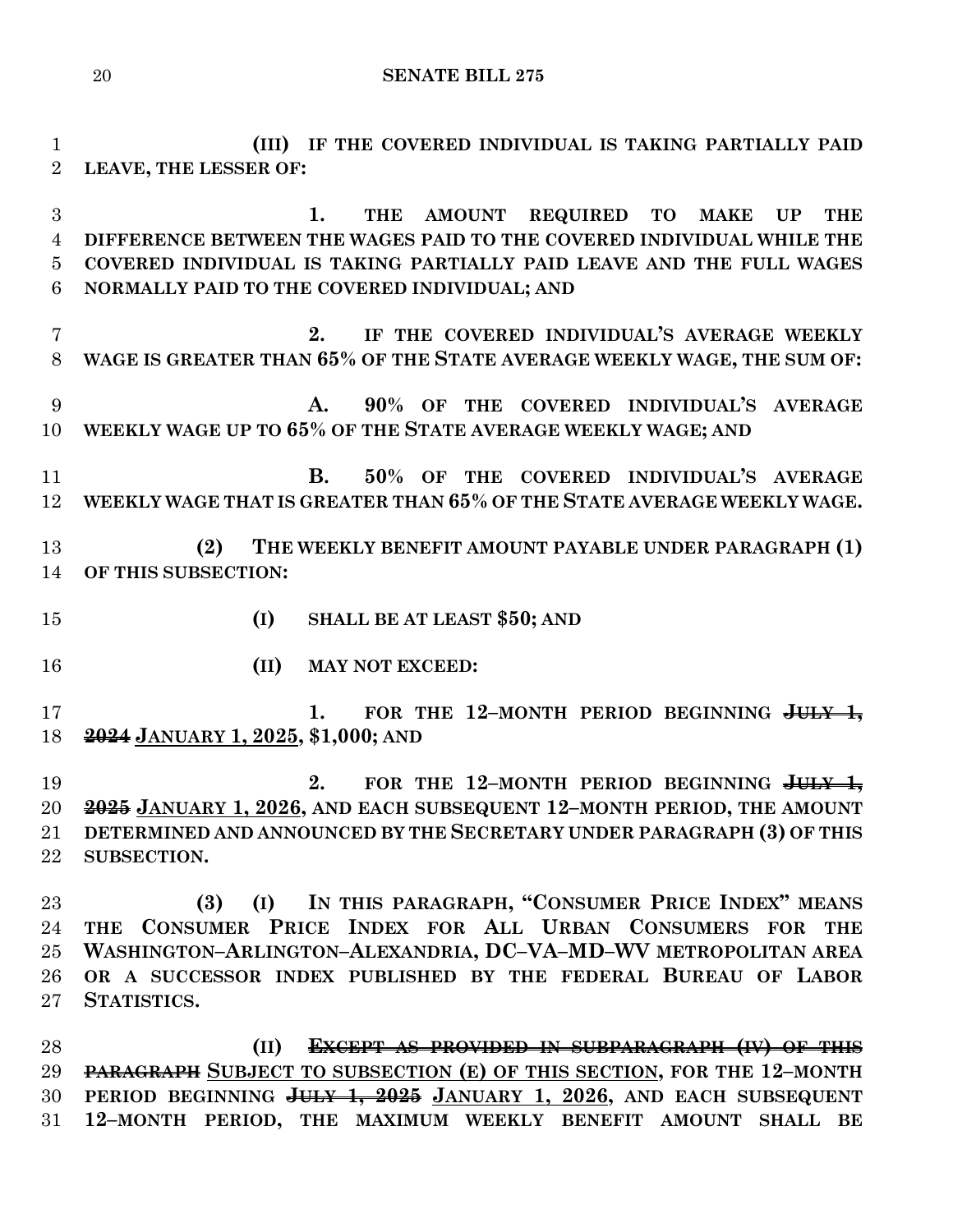(III) IF THE COVERED INDIVIDUAL IS TAKING PARTIALLY PAID LEAVE, THE LESSER OF:

1. THE AMOUNT REQUIRED TO MAKE UP THE DIFFERENCE BETWEEN THE WAGES PAID TO THE COVERED INDIVIDUAL WHILE THE COVERED INDIVIDUAL IS TAKING PARTIALLY PAID LEAVE AND THE FULL WAGES NORMALLY PAID TO THE COVERED INDIVIDUAL; AND

2. IF THE COVERED INDIVIDUAL'S AVERAGE WEEKLY WAGE IS GREATER THAN 65% OF THE STATE AVERAGE WEEKLY WAGE, THE SUM OF:

A. 90% OF THE COVERED INDIVIDUAL'S AVERAGE WEEKLY WAGE UP TO 65% OF THE STATE AVERAGE WEEKLY WAGE; AND

B. 50% OF THE COVERED INDIVIDUAL'S AVERAGE WEEKLY WAGE THAT IS GREATER THAN 65% OF THE STATE AVERAGE WEEKLY WAGE.

(2) THE WEEKLY BENEFIT AMOUNT PAYABLE UNDER PARAGRAPH (1) OF THIS SUBSECTION:

(I) SHALL BE AT LEAST $50; AND

(II) MAY NOT EXCEED:

1. FOR THE 12–MONTH PERIOD BEGINNING ~~JULY 1, 2024~~ JANUARY 1, 2025, $1,000; AND

2. FOR THE 12–MONTH PERIOD BEGINNING ~~JULY 1, 2025~~ JANUARY 1, 2026, AND EACH SUBSEQUENT 12–MONTH PERIOD, THE AMOUNT DETERMINED AND ANNOUNCED BY THE SECRETARY UNDER PARAGRAPH (3) OF THIS SUBSECTION.

(3) (I) IN THIS PARAGRAPH, "CONSUMER PRICE INDEX" MEANS THE CONSUMER PRICE INDEX FOR ALL URBAN CONSUMERS FOR THE WASHINGTON–ARLINGTON–ALEXANDRIA, DC–VA–MD–WV METROPOLITAN AREA OR A SUCCESSOR INDEX PUBLISHED BY THE FEDERAL BUREAU OF LABOR STATISTICS.

(II) ~~EXCEPT AS PROVIDED IN SUBPARAGRAPH (IV) OF THIS PARAGRAPH~~ SUBJECT TO SUBSECTION (E) OF THIS SECTION, FOR THE 12–MONTH PERIOD BEGINNING ~~JULY 1, 2025~~ JANUARY 1, 2026, AND EACH SUBSEQUENT 12–MONTH PERIOD, THE MAXIMUM WEEKLY BENEFIT AMOUNT SHALL BE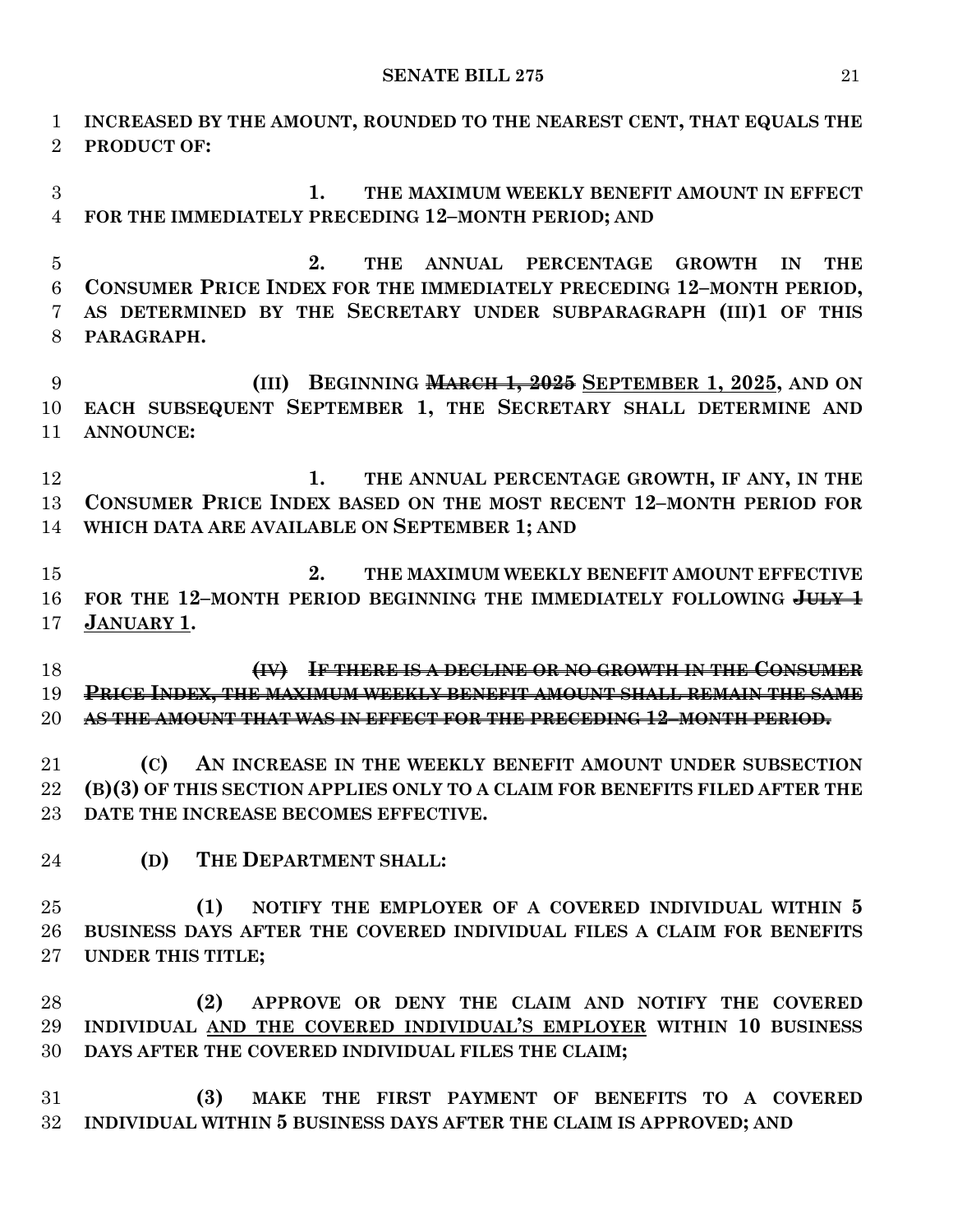INCREASED BY THE AMOUNT, ROUNDED TO THE NEAREST CENT, THAT EQUALS THE PRODUCT OF:

1. THE MAXIMUM WEEKLY BENEFIT AMOUNT IN EFFECT FOR THE IMMEDIATELY PRECEDING 12–MONTH PERIOD; AND

2. THE ANNUAL PERCENTAGE GROWTH IN THE CONSUMER PRICE INDEX FOR THE IMMEDIATELY PRECEDING 12–MONTH PERIOD, AS DETERMINED BY THE SECRETARY UNDER SUBPARAGRAPH (III)1 OF THIS PARAGRAPH.

(III) BEGINNING ~~MARCH 1, 2025~~ <u>SEPTEMBER 1, 2025</u>, AND ON EACH SUBSEQUENT SEPTEMBER 1, THE SECRETARY SHALL DETERMINE AND ANNOUNCE:

1. THE ANNUAL PERCENTAGE GROWTH, IF ANY, IN THE CONSUMER PRICE INDEX BASED ON THE MOST RECENT 12–MONTH PERIOD FOR WHICH DATA ARE AVAILABLE ON SEPTEMBER 1; AND

2. THE MAXIMUM WEEKLY BENEFIT AMOUNT EFFECTIVE FOR THE 12–MONTH PERIOD BEGINNING THE IMMEDIATELY FOLLOWING ~~JULY 1~~ <u>JANUARY 1</u>.

~~(IV) IF THERE IS A DECLINE OR NO GROWTH IN THE CONSUMER PRICE INDEX, THE MAXIMUM WEEKLY BENEFIT AMOUNT SHALL REMAIN THE SAME AS THE AMOUNT THAT WAS IN EFFECT FOR THE PRECEDING 12–MONTH PERIOD.~~

(C) AN INCREASE IN THE WEEKLY BENEFIT AMOUNT UNDER SUBSECTION (B)(3) OF THIS SECTION APPLIES ONLY TO A CLAIM FOR BENEFITS FILED AFTER THE DATE THE INCREASE BECOMES EFFECTIVE.

(D) THE DEPARTMENT SHALL:

(1) NOTIFY THE EMPLOYER OF A COVERED INDIVIDUAL WITHIN 5 BUSINESS DAYS AFTER THE COVERED INDIVIDUAL FILES A CLAIM FOR BENEFITS UNDER THIS TITLE;

(2) APPROVE OR DENY THE CLAIM AND NOTIFY THE COVERED INDIVIDUAL <u>AND THE COVERED INDIVIDUAL'S EMPLOYER</u> WITHIN 10 BUSINESS DAYS AFTER THE COVERED INDIVIDUAL FILES THE CLAIM;

(3) MAKE THE FIRST PAYMENT OF BENEFITS TO A COVERED INDIVIDUAL WITHIN 5 BUSINESS DAYS AFTER THE CLAIM IS APPROVED; AND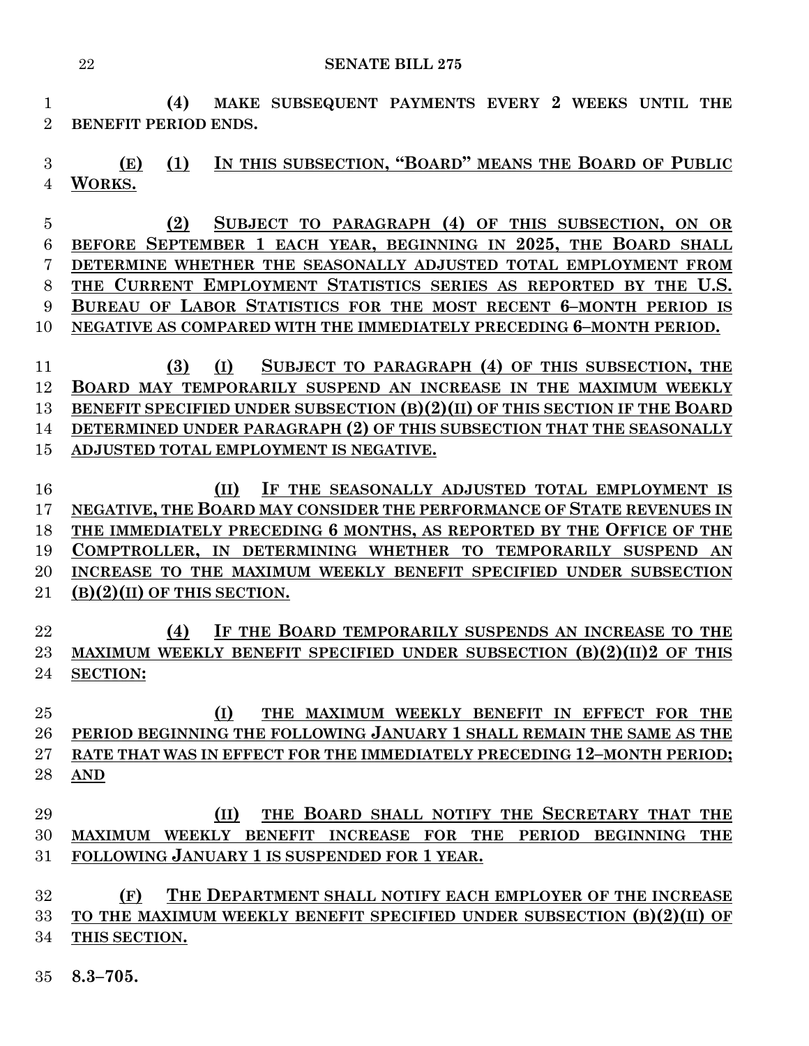(4) MAKE SUBSEQUENT PAYMENTS EVERY 2 WEEKS UNTIL THE BENEFIT PERIOD ENDS.

(E) (1) IN THIS SUBSECTION, "BOARD" MEANS THE BOARD OF PUBLIC WORKS.

(2) SUBJECT TO PARAGRAPH (4) OF THIS SUBSECTION, ON OR BEFORE SEPTEMBER 1 EACH YEAR, BEGINNING IN 2025, THE BOARD SHALL DETERMINE WHETHER THE SEASONALLY ADJUSTED TOTAL EMPLOYMENT FROM THE CURRENT EMPLOYMENT STATISTICS SERIES AS REPORTED BY THE U.S. BUREAU OF LABOR STATISTICS FOR THE MOST RECENT 6–MONTH PERIOD IS NEGATIVE AS COMPARED WITH THE IMMEDIATELY PRECEDING 6–MONTH PERIOD.

(3) (I) SUBJECT TO PARAGRAPH (4) OF THIS SUBSECTION, THE BOARD MAY TEMPORARILY SUSPEND AN INCREASE IN THE MAXIMUM WEEKLY BENEFIT SPECIFIED UNDER SUBSECTION (B)(2)(II) OF THIS SECTION IF THE BOARD DETERMINED UNDER PARAGRAPH (2) OF THIS SUBSECTION THAT THE SEASONALLY ADJUSTED TOTAL EMPLOYMENT IS NEGATIVE.

(II) IF THE SEASONALLY ADJUSTED TOTAL EMPLOYMENT IS NEGATIVE, THE BOARD MAY CONSIDER THE PERFORMANCE OF STATE REVENUES IN THE IMMEDIATELY PRECEDING 6 MONTHS, AS REPORTED BY THE OFFICE OF THE COMPTROLLER, IN DETERMINING WHETHER TO TEMPORARILY SUSPEND AN INCREASE TO THE MAXIMUM WEEKLY BENEFIT SPECIFIED UNDER SUBSECTION (B)(2)(II) OF THIS SECTION.

(4) IF THE BOARD TEMPORARILY SUSPENDS AN INCREASE TO THE MAXIMUM WEEKLY BENEFIT SPECIFIED UNDER SUBSECTION (B)(2)(II)2 OF THIS SECTION:

(I) THE MAXIMUM WEEKLY BENEFIT IN EFFECT FOR THE PERIOD BEGINNING THE FOLLOWING JANUARY 1 SHALL REMAIN THE SAME AS THE RATE THAT WAS IN EFFECT FOR THE IMMEDIATELY PRECEDING 12–MONTH PERIOD; AND

(II) THE BOARD SHALL NOTIFY THE SECRETARY THAT THE MAXIMUM WEEKLY BENEFIT INCREASE FOR THE PERIOD BEGINNING THE FOLLOWING JANUARY 1 IS SUSPENDED FOR 1 YEAR.

(F) THE DEPARTMENT SHALL NOTIFY EACH EMPLOYER OF THE INCREASE TO THE MAXIMUM WEEKLY BENEFIT SPECIFIED UNDER SUBSECTION (B)(2)(II) OF THIS SECTION.

**8.3–705.**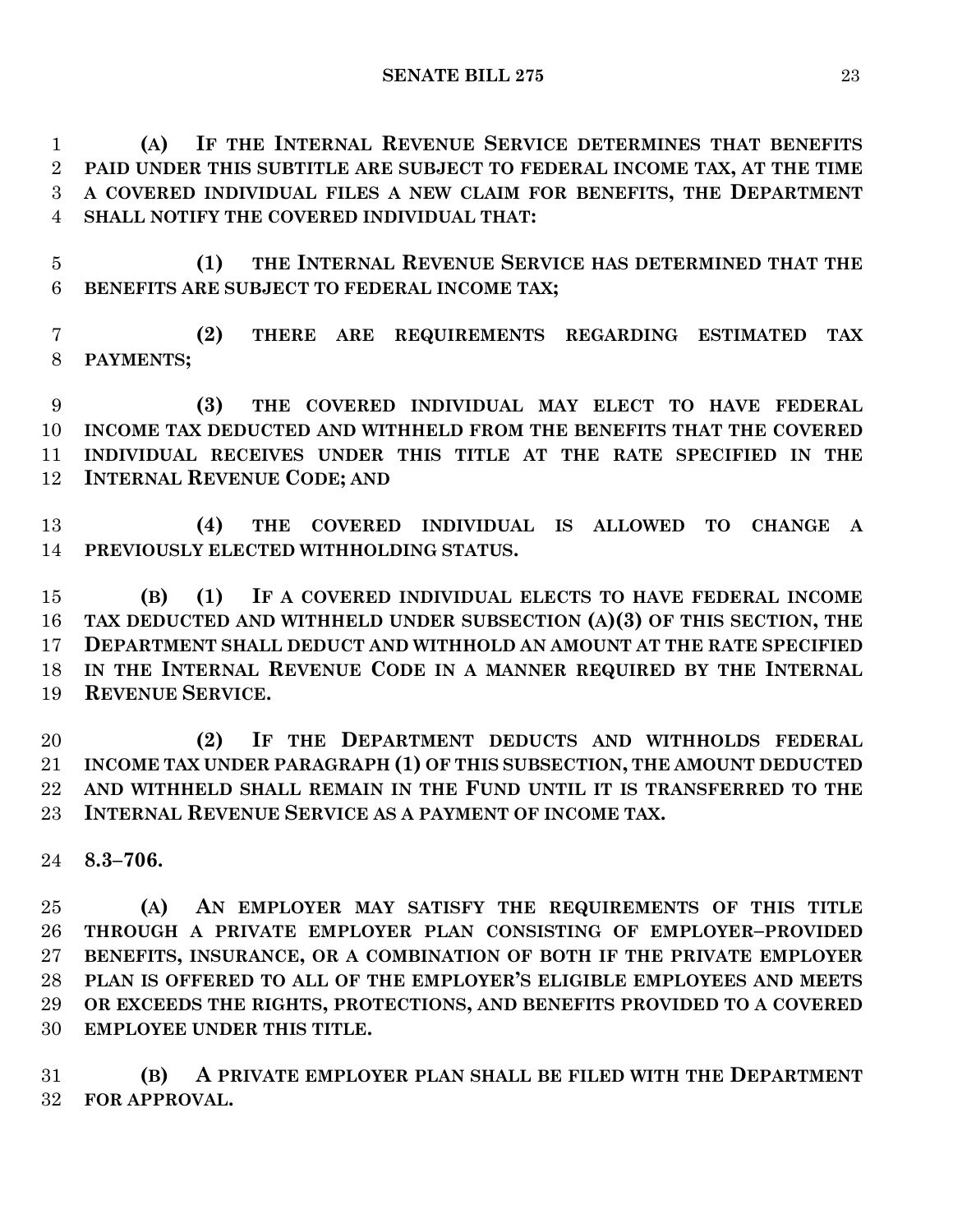**(A) IF THE INTERNAL REVENUE SERVICE DETERMINES THAT BENEFITS PAID UNDER THIS SUBTITLE ARE SUBJECT TO FEDERAL INCOME TAX, AT THE TIME A COVERED INDIVIDUAL FILES A NEW CLAIM FOR BENEFITS, THE DEPARTMENT SHALL NOTIFY THE COVERED INDIVIDUAL THAT:**

**(1) THE INTERNAL REVENUE SERVICE HAS DETERMINED THAT THE BENEFITS ARE SUBJECT TO FEDERAL INCOME TAX;**

**(2) THERE ARE REQUIREMENTS REGARDING ESTIMATED TAX PAYMENTS;**

**(3) THE COVERED INDIVIDUAL MAY ELECT TO HAVE FEDERAL INCOME TAX DEDUCTED AND WITHHELD FROM THE BENEFITS THAT THE COVERED INDIVIDUAL RECEIVES UNDER THIS TITLE AT THE RATE SPECIFIED IN THE INTERNAL REVENUE CODE; AND**

**(4) THE COVERED INDIVIDUAL IS ALLOWED TO CHANGE A PREVIOUSLY ELECTED WITHHOLDING STATUS.**

**(B) (1) IF A COVERED INDIVIDUAL ELECTS TO HAVE FEDERAL INCOME TAX DEDUCTED AND WITHHELD UNDER SUBSECTION (A)(3) OF THIS SECTION, THE DEPARTMENT SHALL DEDUCT AND WITHHOLD AN AMOUNT AT THE RATE SPECIFIED IN THE INTERNAL REVENUE CODE IN A MANNER REQUIRED BY THE INTERNAL REVENUE SERVICE.**

**(2) IF THE DEPARTMENT DEDUCTS AND WITHHOLDS FEDERAL INCOME TAX UNDER PARAGRAPH (1) OF THIS SUBSECTION, THE AMOUNT DEDUCTED AND WITHHELD SHALL REMAIN IN THE FUND UNTIL IT IS TRANSFERRED TO THE INTERNAL REVENUE SERVICE AS A PAYMENT OF INCOME TAX.**

**8.3–706.**

**(A) AN EMPLOYER MAY SATISFY THE REQUIREMENTS OF THIS TITLE THROUGH A PRIVATE EMPLOYER PLAN CONSISTING OF EMPLOYER–PROVIDED BENEFITS, INSURANCE, OR A COMBINATION OF BOTH IF THE PRIVATE EMPLOYER PLAN IS OFFERED TO ALL OF THE EMPLOYER'S ELIGIBLE EMPLOYEES AND MEETS OR EXCEEDS THE RIGHTS, PROTECTIONS, AND BENEFITS PROVIDED TO A COVERED EMPLOYEE UNDER THIS TITLE.**

**(B) A PRIVATE EMPLOYER PLAN SHALL BE FILED WITH THE DEPARTMENT FOR APPROVAL.**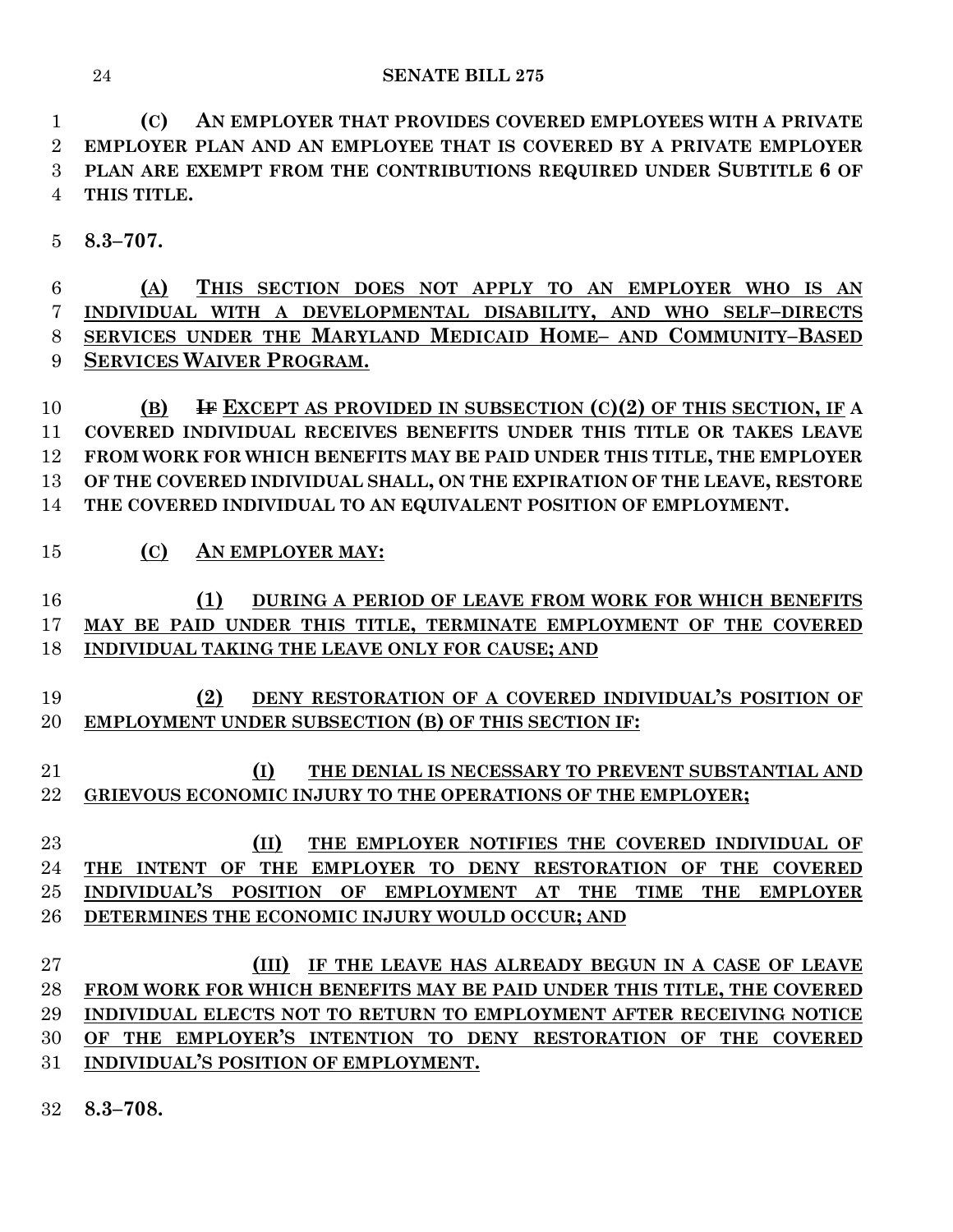**(C) AN EMPLOYER THAT PROVIDES COVERED EMPLOYEES WITH A PRIVATE EMPLOYER PLAN AND AN EMPLOYEE THAT IS COVERED BY A PRIVATE EMPLOYER PLAN ARE EXEMPT FROM THE CONTRIBUTIONS REQUIRED UNDER SUBTITLE 6 OF THIS TITLE.**

**8.3–707.**

**(A) THIS SECTION DOES NOT APPLY TO AN EMPLOYER WHO IS AN INDIVIDUAL WITH A DEVELOPMENTAL DISABILITY, AND WHO SELF–DIRECTS SERVICES UNDER THE MARYLAND MEDICAID HOME– AND COMMUNITY–BASED SERVICES WAIVER PROGRAM.**

**(B) ~~IF~~ EXCEPT AS PROVIDED IN SUBSECTION (C)(2) OF THIS SECTION, IF A COVERED INDIVIDUAL RECEIVES BENEFITS UNDER THIS TITLE OR TAKES LEAVE FROM WORK FOR WHICH BENEFITS MAY BE PAID UNDER THIS TITLE, THE EMPLOYER OF THE COVERED INDIVIDUAL SHALL, ON THE EXPIRATION OF THE LEAVE, RESTORE THE COVERED INDIVIDUAL TO AN EQUIVALENT POSITION OF EMPLOYMENT.**

**(C) AN EMPLOYER MAY:**

**(1) DURING A PERIOD OF LEAVE FROM WORK FOR WHICH BENEFITS MAY BE PAID UNDER THIS TITLE, TERMINATE EMPLOYMENT OF THE COVERED INDIVIDUAL TAKING THE LEAVE ONLY FOR CAUSE; AND**

**(2) DENY RESTORATION OF A COVERED INDIVIDUAL'S POSITION OF EMPLOYMENT UNDER SUBSECTION (B) OF THIS SECTION IF:**

**(I) THE DENIAL IS NECESSARY TO PREVENT SUBSTANTIAL AND GRIEVOUS ECONOMIC INJURY TO THE OPERATIONS OF THE EMPLOYER;**

**(II) THE EMPLOYER NOTIFIES THE COVERED INDIVIDUAL OF THE INTENT OF THE EMPLOYER TO DENY RESTORATION OF THE COVERED INDIVIDUAL'S POSITION OF EMPLOYMENT AT THE TIME THE EMPLOYER DETERMINES THE ECONOMIC INJURY WOULD OCCUR; AND**

**(III) IF THE LEAVE HAS ALREADY BEGUN IN A CASE OF LEAVE FROM WORK FOR WHICH BENEFITS MAY BE PAID UNDER THIS TITLE, THE COVERED INDIVIDUAL ELECTS NOT TO RETURN TO EMPLOYMENT AFTER RECEIVING NOTICE OF THE EMPLOYER'S INTENTION TO DENY RESTORATION OF THE COVERED INDIVIDUAL'S POSITION OF EMPLOYMENT.**

**8.3–708.**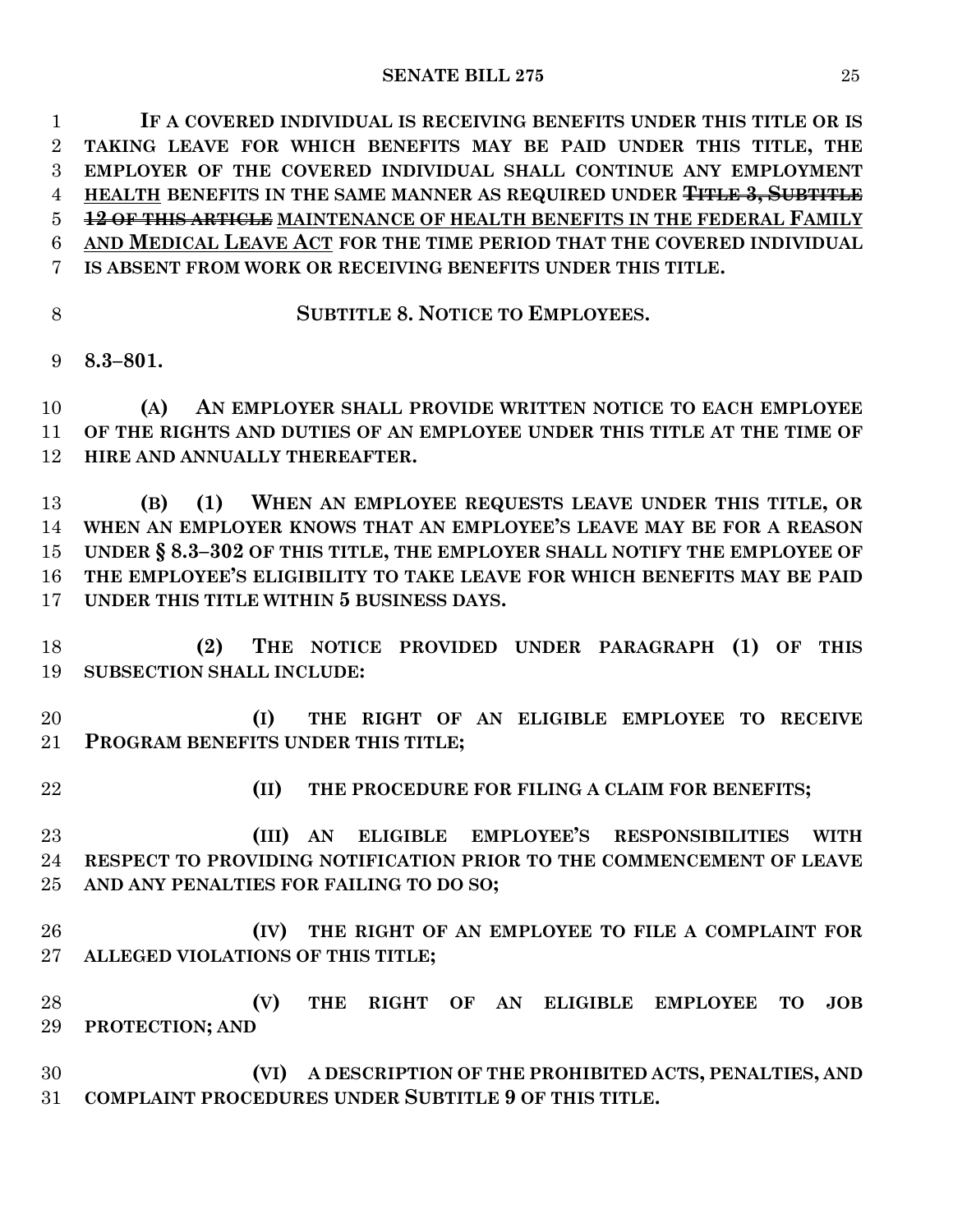**IF A COVERED INDIVIDUAL IS RECEIVING BENEFITS UNDER THIS TITLE OR IS TAKING LEAVE FOR WHICH BENEFITS MAY BE PAID UNDER THIS TITLE, THE EMPLOYER OF THE COVERED INDIVIDUAL SHALL CONTINUE ANY EMPLOYMENT** <u>**HEALTH**</u> **BENEFITS IN THE SAME MANNER AS REQUIRED UNDER** ~~**TITLE 3, SUBTITLE 12 OF THIS ARTICLE**~~ <u>**MAINTENANCE OF HEALTH BENEFITS IN THE FEDERAL FAMILY AND MEDICAL LEAVE ACT**</u> **FOR THE TIME PERIOD THAT THE COVERED INDIVIDUAL IS ABSENT FROM WORK OR RECEIVING BENEFITS UNDER THIS TITLE.**

**SUBTITLE 8. NOTICE TO EMPLOYEES.**

**8.3–801.**

**(A) AN EMPLOYER SHALL PROVIDE WRITTEN NOTICE TO EACH EMPLOYEE OF THE RIGHTS AND DUTIES OF AN EMPLOYEE UNDER THIS TITLE AT THE TIME OF HIRE AND ANNUALLY THEREAFTER.**

**(B) (1) WHEN AN EMPLOYEE REQUESTS LEAVE UNDER THIS TITLE, OR WHEN AN EMPLOYER KNOWS THAT AN EMPLOYEE'S LEAVE MAY BE FOR A REASON UNDER § 8.3–302 OF THIS TITLE, THE EMPLOYER SHALL NOTIFY THE EMPLOYEE OF THE EMPLOYEE'S ELIGIBILITY TO TAKE LEAVE FOR WHICH BENEFITS MAY BE PAID UNDER THIS TITLE WITHIN 5 BUSINESS DAYS.**

**(2) THE NOTICE PROVIDED UNDER PARAGRAPH (1) OF THIS SUBSECTION SHALL INCLUDE:**

**(I) THE RIGHT OF AN ELIGIBLE EMPLOYEE TO RECEIVE PROGRAM BENEFITS UNDER THIS TITLE;**

**(II) THE PROCEDURE FOR FILING A CLAIM FOR BENEFITS;**

**(III) AN ELIGIBLE EMPLOYEE'S RESPONSIBILITIES WITH RESPECT TO PROVIDING NOTIFICATION PRIOR TO THE COMMENCEMENT OF LEAVE AND ANY PENALTIES FOR FAILING TO DO SO;**

**(IV) THE RIGHT OF AN EMPLOYEE TO FILE A COMPLAINT FOR ALLEGED VIOLATIONS OF THIS TITLE;**

**(V) THE RIGHT OF AN ELIGIBLE EMPLOYEE TO JOB PROTECTION; AND**

**(VI) A DESCRIPTION OF THE PROHIBITED ACTS, PENALTIES, AND COMPLAINT PROCEDURES UNDER SUBTITLE 9 OF THIS TITLE.**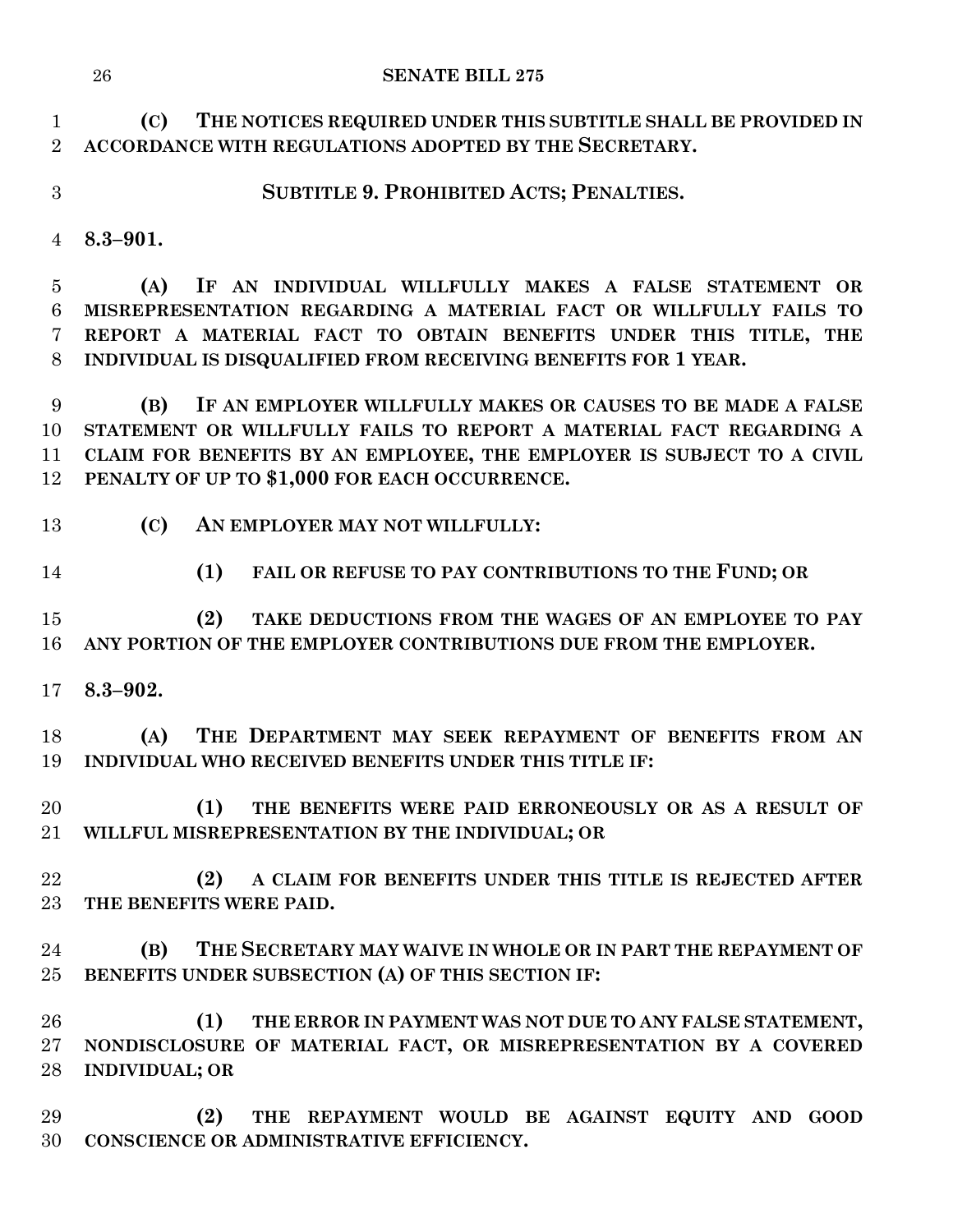**(C) THE NOTICES REQUIRED UNDER THIS SUBTITLE SHALL BE PROVIDED IN ACCORDANCE WITH REGULATIONS ADOPTED BY THE SECRETARY.**

**SUBTITLE 9. PROHIBITED ACTS; PENALTIES.**

**8.3–901.**

**(A) IF AN INDIVIDUAL WILLFULLY MAKES A FALSE STATEMENT OR MISREPRESENTATION REGARDING A MATERIAL FACT OR WILLFULLY FAILS TO REPORT A MATERIAL FACT TO OBTAIN BENEFITS UNDER THIS TITLE, THE INDIVIDUAL IS DISQUALIFIED FROM RECEIVING BENEFITS FOR 1 YEAR.**

**(B) IF AN EMPLOYER WILLFULLY MAKES OR CAUSES TO BE MADE A FALSE STATEMENT OR WILLFULLY FAILS TO REPORT A MATERIAL FACT REGARDING A CLAIM FOR BENEFITS BY AN EMPLOYEE, THE EMPLOYER IS SUBJECT TO A CIVIL PENALTY OF UP TO $1,000 FOR EACH OCCURRENCE.**

**(C) AN EMPLOYER MAY NOT WILLFULLY:**

**(1) FAIL OR REFUSE TO PAY CONTRIBUTIONS TO THE FUND; OR**

**(2) TAKE DEDUCTIONS FROM THE WAGES OF AN EMPLOYEE TO PAY ANY PORTION OF THE EMPLOYER CONTRIBUTIONS DUE FROM THE EMPLOYER.**

**8.3–902.**

**(A) THE DEPARTMENT MAY SEEK REPAYMENT OF BENEFITS FROM AN INDIVIDUAL WHO RECEIVED BENEFITS UNDER THIS TITLE IF:**

**(1) THE BENEFITS WERE PAID ERRONEOUSLY OR AS A RESULT OF WILLFUL MISREPRESENTATION BY THE INDIVIDUAL; OR**

**(2) A CLAIM FOR BENEFITS UNDER THIS TITLE IS REJECTED AFTER THE BENEFITS WERE PAID.**

**(B) THE SECRETARY MAY WAIVE IN WHOLE OR IN PART THE REPAYMENT OF BENEFITS UNDER SUBSECTION (A) OF THIS SECTION IF:**

**(1) THE ERROR IN PAYMENT WAS NOT DUE TO ANY FALSE STATEMENT, NONDISCLOSURE OF MATERIAL FACT, OR MISREPRESENTATION BY A COVERED INDIVIDUAL; OR**

**(2) THE REPAYMENT WOULD BE AGAINST EQUITY AND GOOD CONSCIENCE OR ADMINISTRATIVE EFFICIENCY.**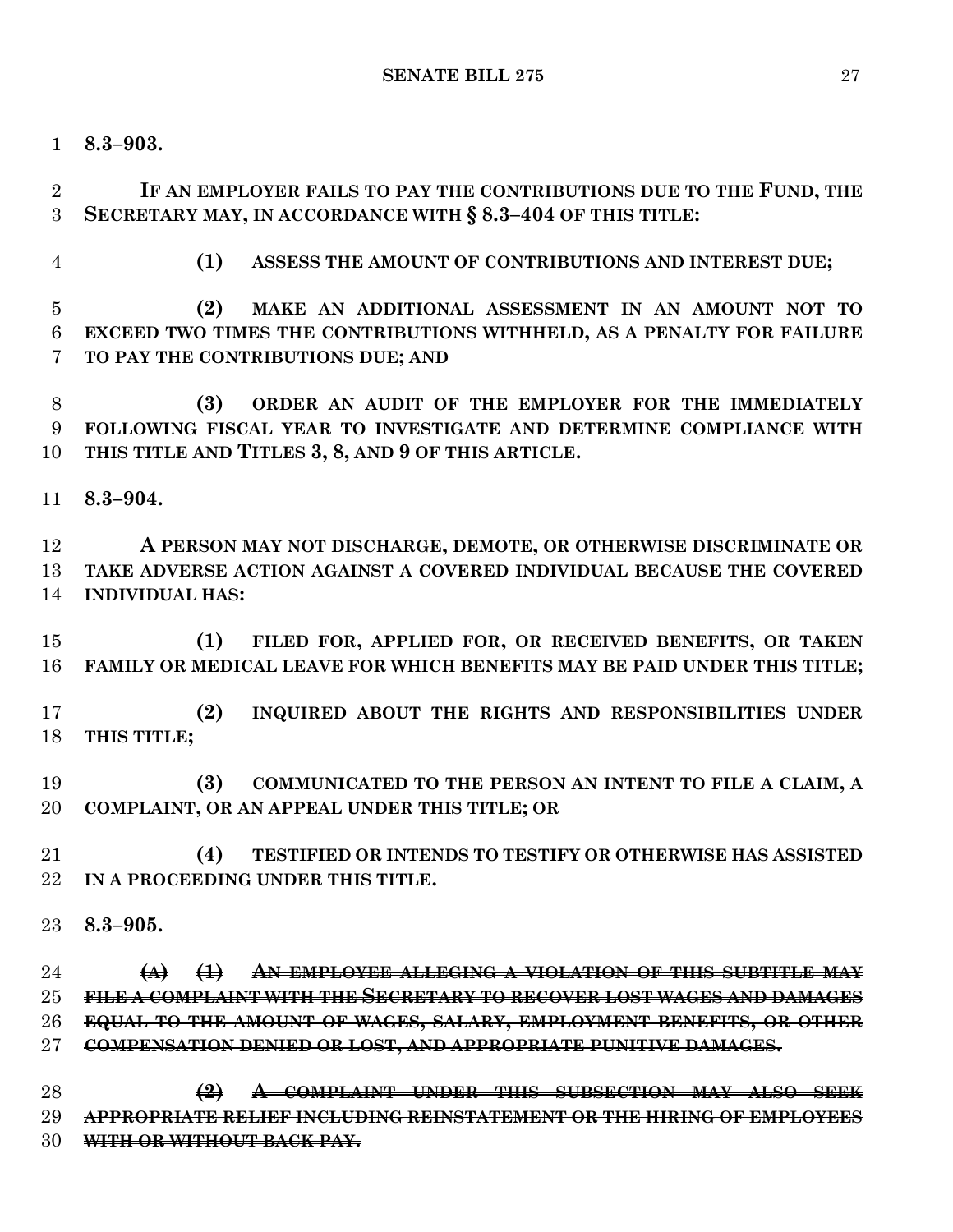**8.3–903.**

**IF AN EMPLOYER FAILS TO PAY THE CONTRIBUTIONS DUE TO THE FUND, THE SECRETARY MAY, IN ACCORDANCE WITH § 8.3–404 OF THIS TITLE:**

**(1) ASSESS THE AMOUNT OF CONTRIBUTIONS AND INTEREST DUE;**

**(2) MAKE AN ADDITIONAL ASSESSMENT IN AN AMOUNT NOT TO EXCEED TWO TIMES THE CONTRIBUTIONS WITHHELD, AS A PENALTY FOR FAILURE TO PAY THE CONTRIBUTIONS DUE; AND**

**(3) ORDER AN AUDIT OF THE EMPLOYER FOR THE IMMEDIATELY FOLLOWING FISCAL YEAR TO INVESTIGATE AND DETERMINE COMPLIANCE WITH THIS TITLE AND TITLES 3, 8, AND 9 OF THIS ARTICLE.**

**8.3–904.**

**A PERSON MAY NOT DISCHARGE, DEMOTE, OR OTHERWISE DISCRIMINATE OR TAKE ADVERSE ACTION AGAINST A COVERED INDIVIDUAL BECAUSE THE COVERED INDIVIDUAL HAS:**

**(1) FILED FOR, APPLIED FOR, OR RECEIVED BENEFITS, OR TAKEN FAMILY OR MEDICAL LEAVE FOR WHICH BENEFITS MAY BE PAID UNDER THIS TITLE;**

**(2) INQUIRED ABOUT THE RIGHTS AND RESPONSIBILITIES UNDER THIS TITLE;**

**(3) COMMUNICATED TO THE PERSON AN INTENT TO FILE A CLAIM, A COMPLAINT, OR AN APPEAL UNDER THIS TITLE; OR**

**(4) TESTIFIED OR INTENDS TO TESTIFY OR OTHERWISE HAS ASSISTED IN A PROCEEDING UNDER THIS TITLE.**

**8.3–905.**

~~**(A) (1) AN EMPLOYEE ALLEGING A VIOLATION OF THIS SUBTITLE MAY FILE A COMPLAINT WITH THE SECRETARY TO RECOVER LOST WAGES AND DAMAGES EQUAL TO THE AMOUNT OF WAGES, SALARY, EMPLOYMENT BENEFITS, OR OTHER COMPENSATION DENIED OR LOST, AND APPROPRIATE PUNITIVE DAMAGES.**~~

~~**(2) A COMPLAINT UNDER THIS SUBSECTION MAY ALSO SEEK APPROPRIATE RELIEF INCLUDING REINSTATEMENT OR THE HIRING OF EMPLOYEES WITH OR WITHOUT BACK PAY.**~~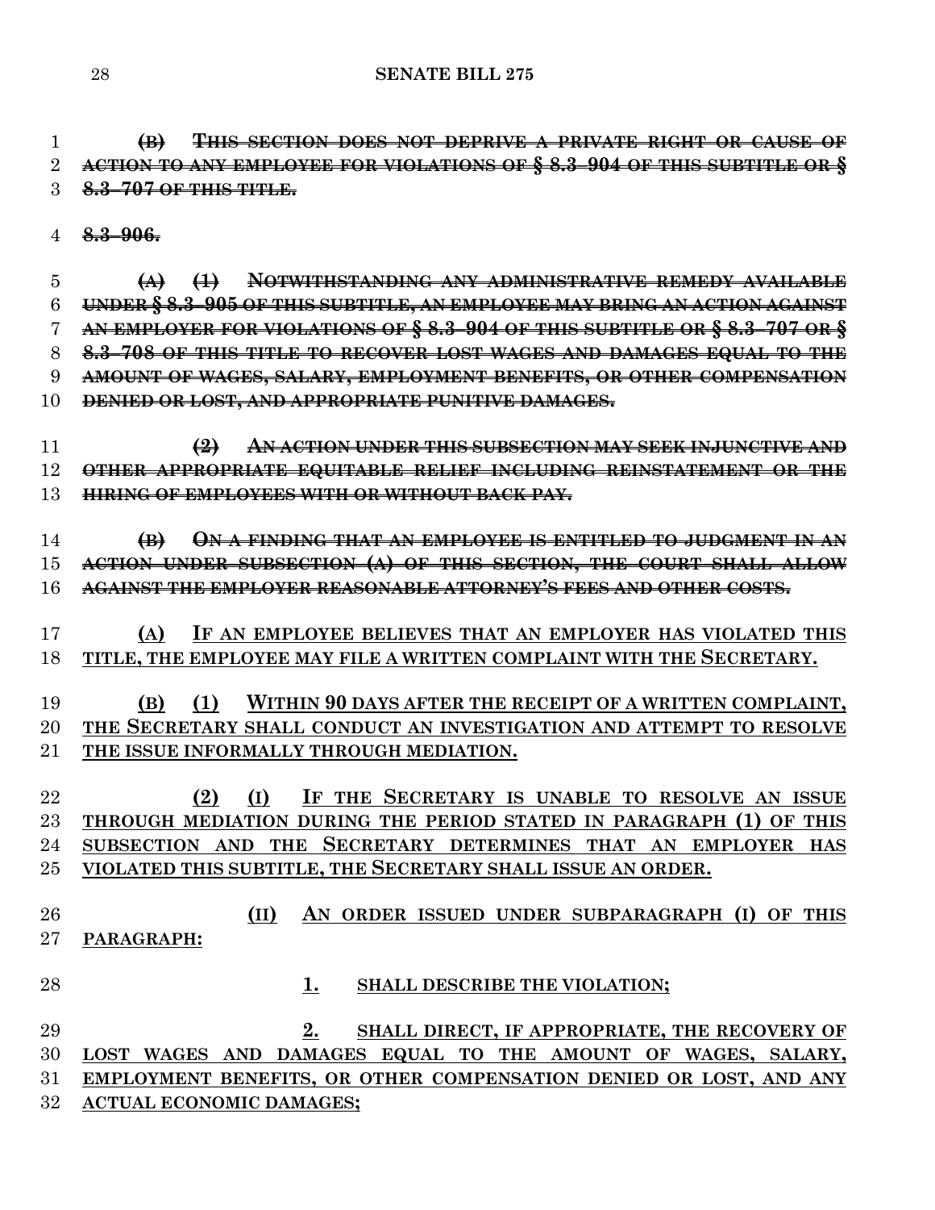~~**(B) THIS SECTION DOES NOT DEPRIVE A PRIVATE RIGHT OR CAUSE OF ACTION TO ANY EMPLOYEE FOR VIOLATIONS OF § 8.3–904 OF THIS SUBTITLE OR § 8.3–707 OF THIS TITLE.**~~

~~**8.3–906.**~~

~~**(A) (1) NOTWITHSTANDING ANY ADMINISTRATIVE REMEDY AVAILABLE UNDER § 8.3–905 OF THIS SUBTITLE, AN EMPLOYEE MAY BRING AN ACTION AGAINST AN EMPLOYER FOR VIOLATIONS OF § 8.3–904 OF THIS SUBTITLE OR § 8.3–707 OR § 8.3–708 OF THIS TITLE TO RECOVER LOST WAGES AND DAMAGES EQUAL TO THE AMOUNT OF WAGES, SALARY, EMPLOYMENT BENEFITS, OR OTHER COMPENSATION DENIED OR LOST, AND APPROPRIATE PUNITIVE DAMAGES.**~~

~~**(2) AN ACTION UNDER THIS SUBSECTION MAY SEEK INJUNCTIVE AND OTHER APPROPRIATE EQUITABLE RELIEF INCLUDING REINSTATEMENT OR THE HIRING OF EMPLOYEES WITH OR WITHOUT BACK PAY.**~~

~~**(B) ON A FINDING THAT AN EMPLOYEE IS ENTITLED TO JUDGMENT IN AN ACTION UNDER SUBSECTION (A) OF THIS SECTION, THE COURT SHALL ALLOW AGAINST THE EMPLOYER REASONABLE ATTORNEY'S FEES AND OTHER COSTS.**~~

<u>**(A) IF AN EMPLOYEE BELIEVES THAT AN EMPLOYER HAS VIOLATED THIS TITLE, THE EMPLOYEE MAY FILE A WRITTEN COMPLAINT WITH THE SECRETARY.**</u>

<u>**(B) (1) WITHIN 90 DAYS AFTER THE RECEIPT OF A WRITTEN COMPLAINT, THE SECRETARY SHALL CONDUCT AN INVESTIGATION AND ATTEMPT TO RESOLVE THE ISSUE INFORMALLY THROUGH MEDIATION.**</u>

<u>**(2) (I) IF THE SECRETARY IS UNABLE TO RESOLVE AN ISSUE THROUGH MEDIATION DURING THE PERIOD STATED IN PARAGRAPH (1) OF THIS SUBSECTION AND THE SECRETARY DETERMINES THAT AN EMPLOYER HAS VIOLATED THIS SUBTITLE, THE SECRETARY SHALL ISSUE AN ORDER.**</u>

<u>**(II) AN ORDER ISSUED UNDER SUBPARAGRAPH (I) OF THIS PARAGRAPH:**</u>

<u>**1. SHALL DESCRIBE THE VIOLATION;**</u>

<u>**2. SHALL DIRECT, IF APPROPRIATE, THE RECOVERY OF LOST WAGES AND DAMAGES EQUAL TO THE AMOUNT OF WAGES, SALARY, EMPLOYMENT BENEFITS, OR OTHER COMPENSATION DENIED OR LOST, AND ANY ACTUAL ECONOMIC DAMAGES;**</u>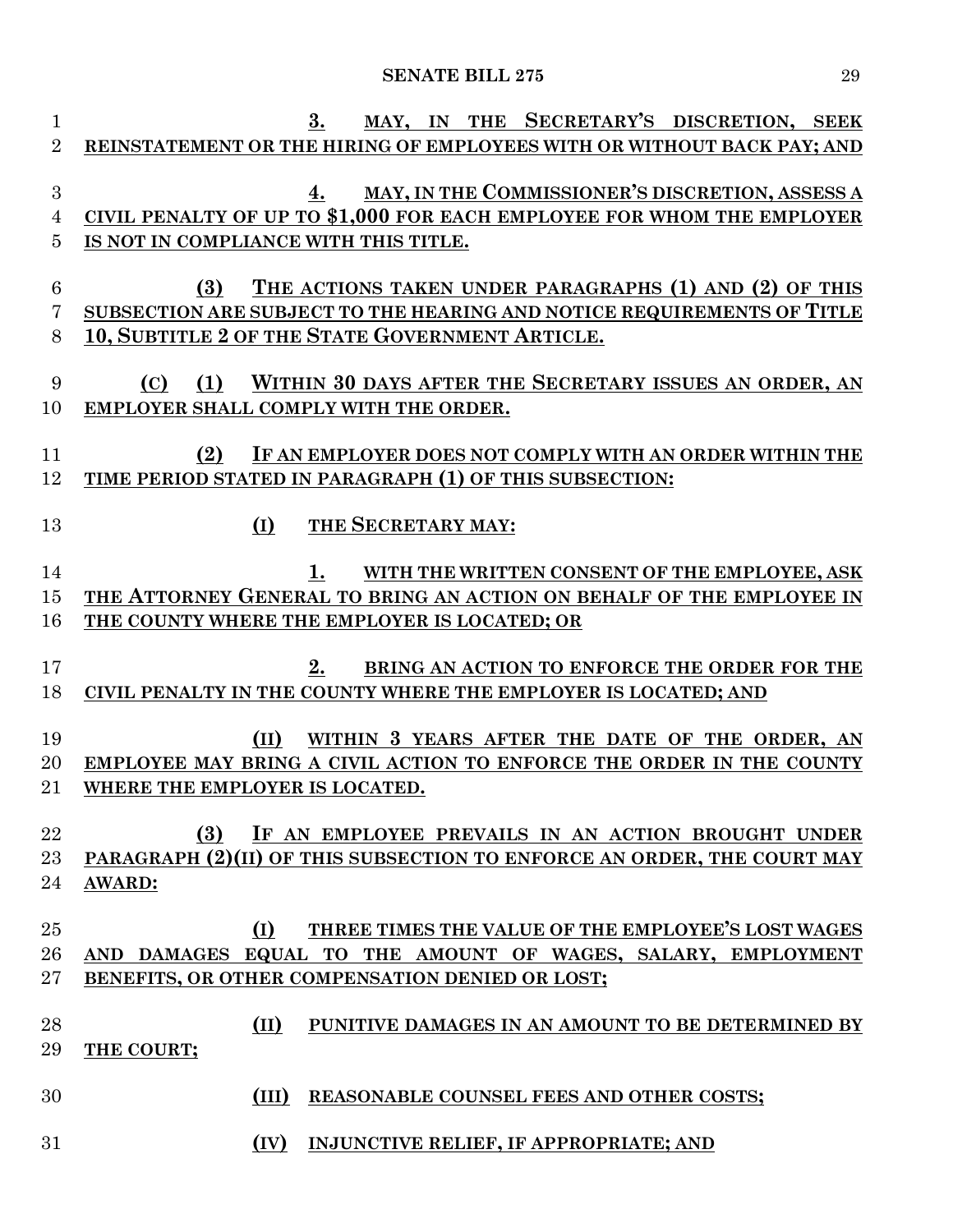3. MAY, IN THE SECRETARY'S DISCRETION, SEEK REINSTATEMENT OR THE HIRING OF EMPLOYEES WITH OR WITHOUT BACK PAY; AND

4. MAY, IN THE COMMISSIONER'S DISCRETION, ASSESS A CIVIL PENALTY OF UP TO $1,000 FOR EACH EMPLOYEE FOR WHOM THE EMPLOYER IS NOT IN COMPLIANCE WITH THIS TITLE.

(3) THE ACTIONS TAKEN UNDER PARAGRAPHS (1) AND (2) OF THIS SUBSECTION ARE SUBJECT TO THE HEARING AND NOTICE REQUIREMENTS OF TITLE 10, SUBTITLE 2 OF THE STATE GOVERNMENT ARTICLE.

(C) (1) WITHIN 30 DAYS AFTER THE SECRETARY ISSUES AN ORDER, AN EMPLOYER SHALL COMPLY WITH THE ORDER.

(2) IF AN EMPLOYER DOES NOT COMPLY WITH AN ORDER WITHIN THE TIME PERIOD STATED IN PARAGRAPH (1) OF THIS SUBSECTION:

(I) THE SECRETARY MAY:

1. WITH THE WRITTEN CONSENT OF THE EMPLOYEE, ASK THE ATTORNEY GENERAL TO BRING AN ACTION ON BEHALF OF THE EMPLOYEE IN THE COUNTY WHERE THE EMPLOYER IS LOCATED; OR

2. BRING AN ACTION TO ENFORCE THE ORDER FOR THE CIVIL PENALTY IN THE COUNTY WHERE THE EMPLOYER IS LOCATED; AND

(II) WITHIN 3 YEARS AFTER THE DATE OF THE ORDER, AN EMPLOYEE MAY BRING A CIVIL ACTION TO ENFORCE THE ORDER IN THE COUNTY WHERE THE EMPLOYER IS LOCATED.

(3) IF AN EMPLOYEE PREVAILS IN AN ACTION BROUGHT UNDER PARAGRAPH (2)(II) OF THIS SUBSECTION TO ENFORCE AN ORDER, THE COURT MAY AWARD:

(I) THREE TIMES THE VALUE OF THE EMPLOYEE'S LOST WAGES AND DAMAGES EQUAL TO THE AMOUNT OF WAGES, SALARY, EMPLOYMENT BENEFITS, OR OTHER COMPENSATION DENIED OR LOST;

(II) PUNITIVE DAMAGES IN AN AMOUNT TO BE DETERMINED BY THE COURT;

(III) REASONABLE COUNSEL FEES AND OTHER COSTS;

(IV) INJUNCTIVE RELIEF, IF APPROPRIATE; AND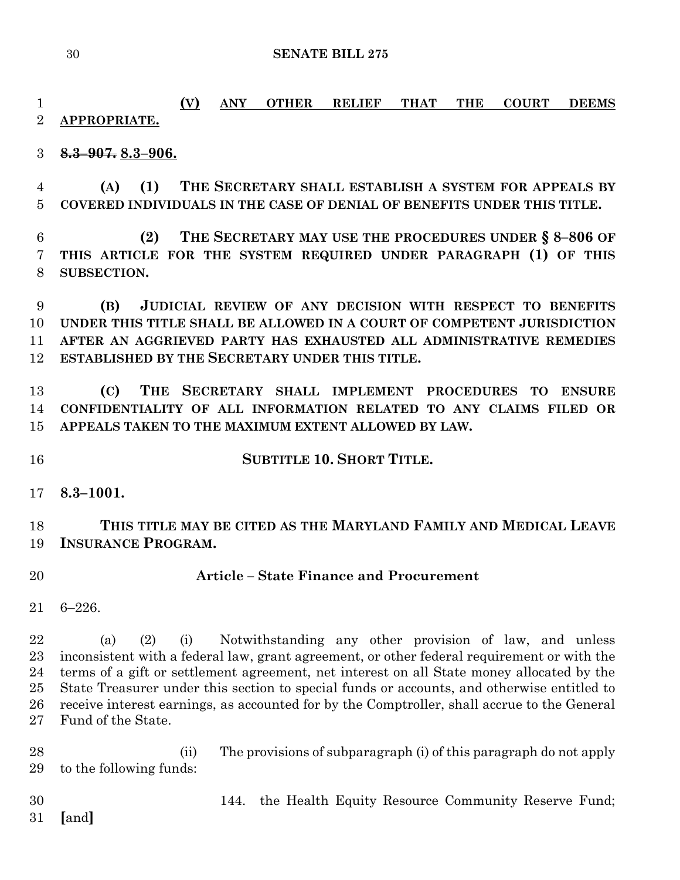**(V) ANY OTHER RELIEF THAT THE COURT DEEMS APPROPRIATE.**

~~**8.3–907.**~~ **8.3–906.**

**(A) (1) THE SECRETARY SHALL ESTABLISH A SYSTEM FOR APPEALS BY COVERED INDIVIDUALS IN THE CASE OF DENIAL OF BENEFITS UNDER THIS TITLE.**

**(2) THE SECRETARY MAY USE THE PROCEDURES UNDER § 8–806 OF THIS ARTICLE FOR THE SYSTEM REQUIRED UNDER PARAGRAPH (1) OF THIS SUBSECTION.**

**(B) JUDICIAL REVIEW OF ANY DECISION WITH RESPECT TO BENEFITS UNDER THIS TITLE SHALL BE ALLOWED IN A COURT OF COMPETENT JURISDICTION AFTER AN AGGRIEVED PARTY HAS EXHAUSTED ALL ADMINISTRATIVE REMEDIES ESTABLISHED BY THE SECRETARY UNDER THIS TITLE.**

**(C) THE SECRETARY SHALL IMPLEMENT PROCEDURES TO ENSURE CONFIDENTIALITY OF ALL INFORMATION RELATED TO ANY CLAIMS FILED OR APPEALS TAKEN TO THE MAXIMUM EXTENT ALLOWED BY LAW.**

**SUBTITLE 10. SHORT TITLE.**

**8.3–1001.**

**THIS TITLE MAY BE CITED AS THE MARYLAND FAMILY AND MEDICAL LEAVE INSURANCE PROGRAM.**

**Article – State Finance and Procurement**

6–226.

(a) (2) (i) Notwithstanding any other provision of law, and unless inconsistent with a federal law, grant agreement, or other federal requirement or with the terms of a gift or settlement agreement, net interest on all State money allocated by the State Treasurer under this section to special funds or accounts, and otherwise entitled to receive interest earnings, as accounted for by the Comptroller, shall accrue to the General Fund of the State.

(ii) The provisions of subparagraph (i) of this paragraph do not apply to the following funds:

144. the Health Equity Resource Community Reserve Fund; **[**and**]**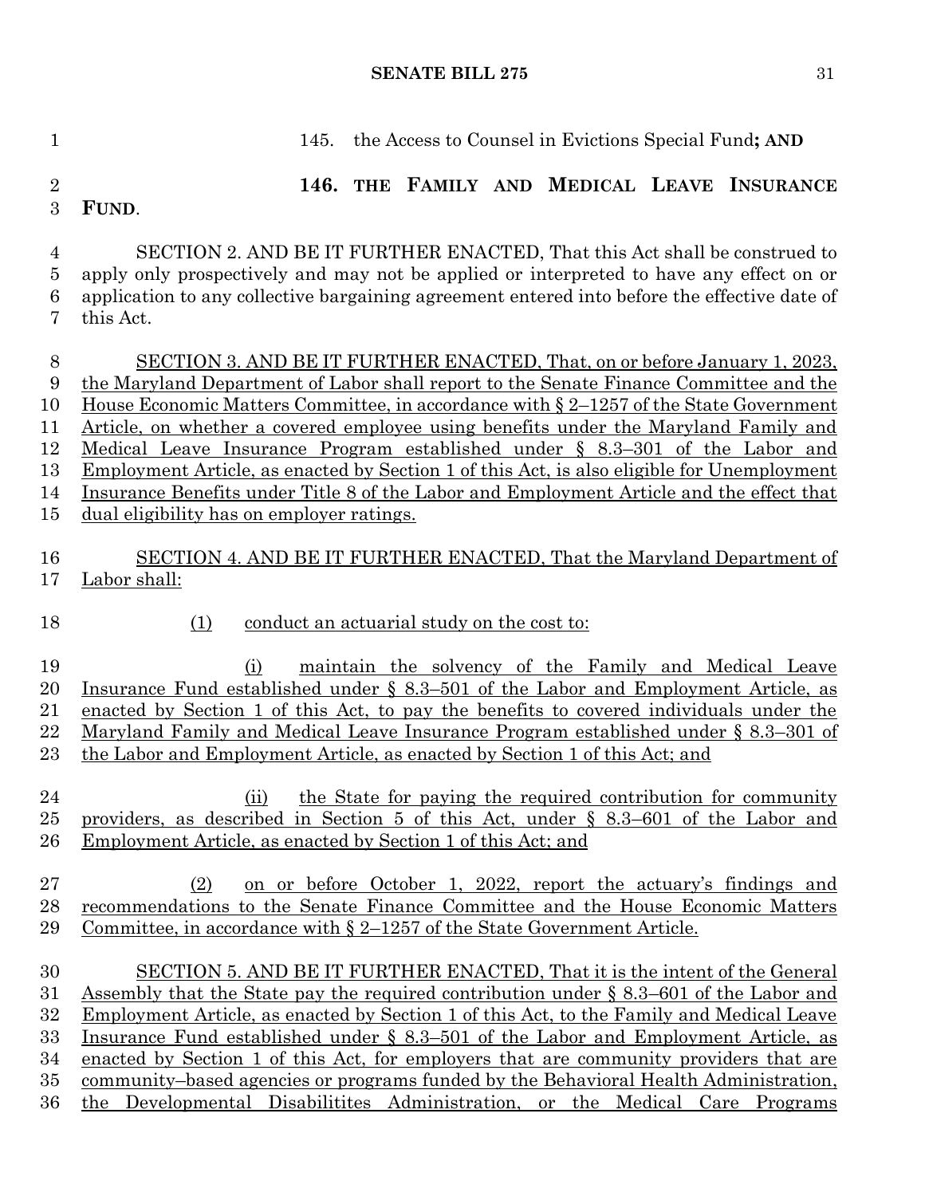145. the Access to Counsel in Evictions Special Fund**; AND**

**146. THE FAMILY AND MEDICAL LEAVE INSURANCE FUND**.

SECTION 2. AND BE IT FURTHER ENACTED, That this Act shall be construed to apply only prospectively and may not be applied or interpreted to have any effect on or application to any collective bargaining agreement entered into before the effective date of this Act.

<u>SECTION 3. AND BE IT FURTHER ENACTED, That, on or before January 1, 2023, the Maryland Department of Labor shall report to the Senate Finance Committee and the House Economic Matters Committee, in accordance with § 2–1257 of the State Government Article, on whether a covered employee using benefits under the Maryland Family and Medical Leave Insurance Program established under § 8.3–301 of the Labor and Employment Article, as enacted by Section 1 of this Act, is also eligible for Unemployment Insurance Benefits under Title 8 of the Labor and Employment Article and the effect that dual eligibility has on employer ratings.</u>

<u>SECTION 4. AND BE IT FURTHER ENACTED, That the Maryland Department of Labor shall:</u>

<u>(1) conduct an actuarial study on the cost to:</u>

<u>(i) maintain the solvency of the Family and Medical Leave Insurance Fund established under § 8.3–501 of the Labor and Employment Article, as enacted by Section 1 of this Act, to pay the benefits to covered individuals under the Maryland Family and Medical Leave Insurance Program established under § 8.3–301 of the Labor and Employment Article, as enacted by Section 1 of this Act; and</u>

<u>(ii) the State for paying the required contribution for community providers, as described in Section 5 of this Act, under § 8.3–601 of the Labor and Employment Article, as enacted by Section 1 of this Act; and</u>

<u>(2) on or before October 1, 2022, report the actuary's findings and recommendations to the Senate Finance Committee and the House Economic Matters Committee, in accordance with § 2–1257 of the State Government Article.</u>

<u>SECTION 5. AND BE IT FURTHER ENACTED, That it is the intent of the General Assembly that the State pay the required contribution under § 8.3–601 of the Labor and Employment Article, as enacted by Section 1 of this Act, to the Family and Medical Leave Insurance Fund established under § 8.3–501 of the Labor and Employment Article, as enacted by Section 1 of this Act, for employers that are community providers that are community–based agencies or programs funded by the Behavioral Health Administration, the Developmental Disabilitites Administration, or the Medical Care Programs</u>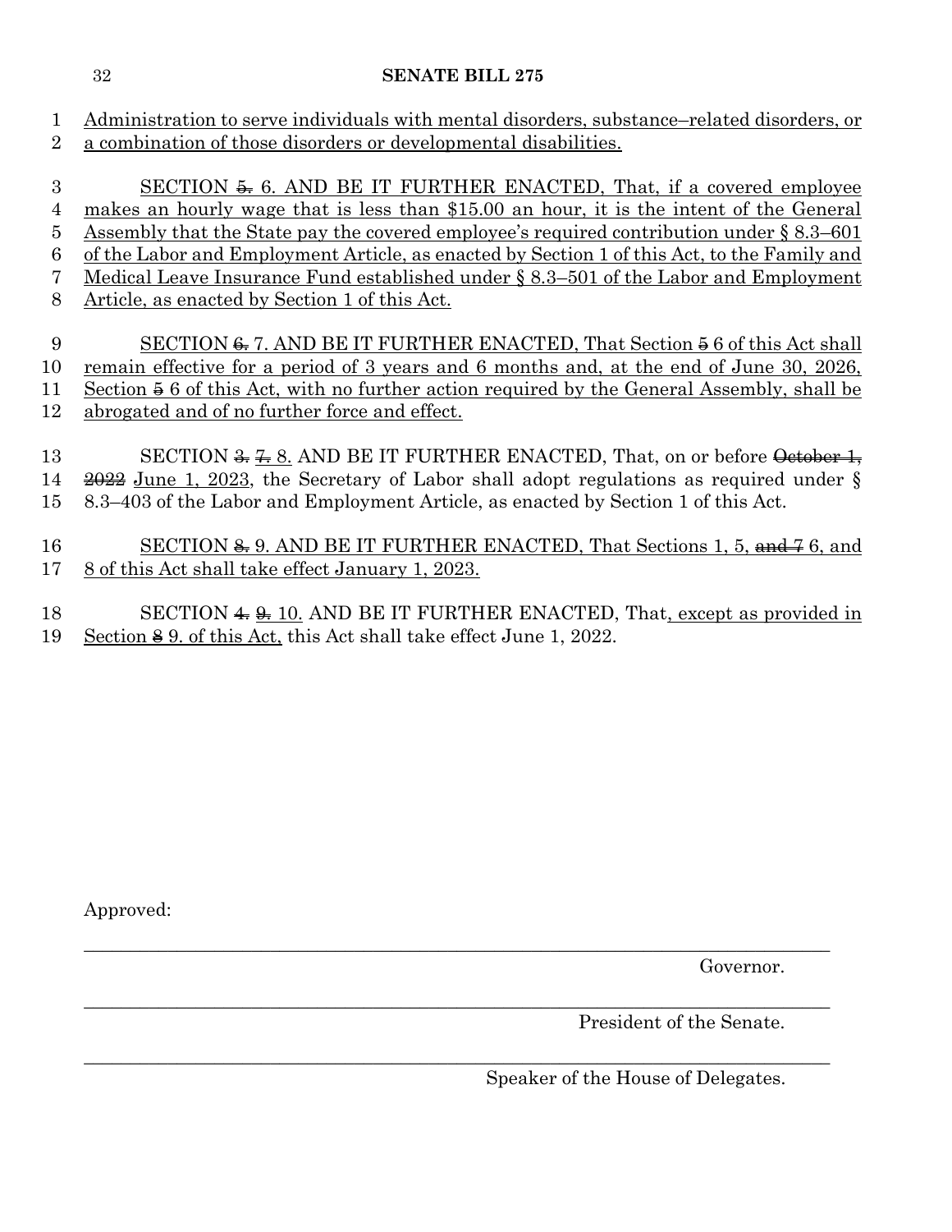Administration to serve individuals with mental disorders, substance–related disorders, or a combination of those disorders or developmental disabilities.

SECTION ~~5.~~ 6. AND BE IT FURTHER ENACTED, That, if a covered employee makes an hourly wage that is less than $15.00 an hour, it is the intent of the General Assembly that the State pay the covered employee's required contribution under § 8.3–601 of the Labor and Employment Article, as enacted by Section 1 of this Act, to the Family and Medical Leave Insurance Fund established under § 8.3–501 of the Labor and Employment Article, as enacted by Section 1 of this Act.

SECTION ~~6.~~ 7. AND BE IT FURTHER ENACTED, That Section ~~5~~ 6 of this Act shall remain effective for a period of 3 years and 6 months and, at the end of June 30, 2026, Section ~~5~~ 6 of this Act, with no further action required by the General Assembly, shall be abrogated and of no further force and effect.

SECTION ~~3.~~ ~~7.~~ 8. AND BE IT FURTHER ENACTED, That, on or before ~~October 1, 2022~~ June 1, 2023, the Secretary of Labor shall adopt regulations as required under § 8.3–403 of the Labor and Employment Article, as enacted by Section 1 of this Act.

SECTION ~~8.~~ 9. AND BE IT FURTHER ENACTED, That Sections 1, 5, ~~and 7~~ 6, and 8 of this Act shall take effect January 1, 2023.

SECTION ~~4.~~ ~~9.~~ 10. AND BE IT FURTHER ENACTED, That, except as provided in Section ~~8~~ 9. of this Act, this Act shall take effect June 1, 2022.

Approved:

\_\_\_\_\_\_\_\_\_\_\_\_\_\_\_\_\_\_\_\_\_\_\_\_\_\_\_\_\_\_\_\_\_\_\_\_\_\_\_\_\_\_\_\_\_\_\_\_\_\_\_\_\_\_\_\_\_\_\_\_\_\_\_\_\_\_\_\_\_\_\_\_\_\_\_\_\_\_\_\_
Governor.

\_\_\_\_\_\_\_\_\_\_\_\_\_\_\_\_\_\_\_\_\_\_\_\_\_\_\_\_\_\_\_\_\_\_\_\_\_\_\_\_\_\_\_\_\_\_\_\_\_\_\_\_\_\_\_\_\_\_\_\_\_\_\_\_\_\_\_\_\_\_\_\_\_\_\_\_\_\_\_\_
President of the Senate.

\_\_\_\_\_\_\_\_\_\_\_\_\_\_\_\_\_\_\_\_\_\_\_\_\_\_\_\_\_\_\_\_\_\_\_\_\_\_\_\_\_\_\_\_\_\_\_\_\_\_\_\_\_\_\_\_\_\_\_\_\_\_\_\_\_\_\_\_\_\_\_\_\_\_\_\_\_\_\_\_
Speaker of the House of Delegates.